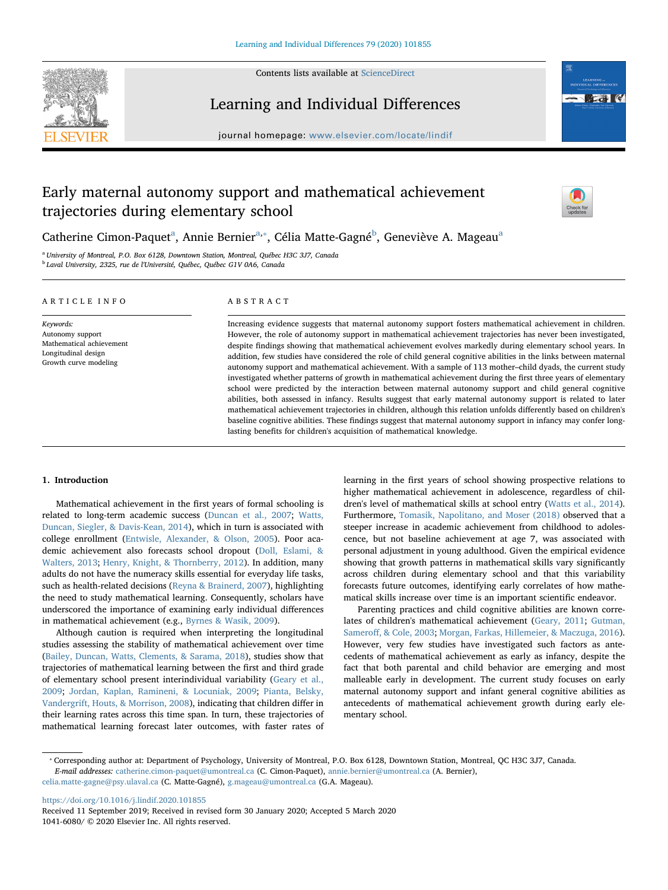# Early maternal autonomy support and mathematical achievement trajectories during elementary school

Catherine Cimon-Paquet[a], Annie Bernier[a,*], Célia Matte-Gagné[b], Geneviève A. Mageau[a]

[a] University of Montreal, P.O. Box 6128, Downtown Station, Montreal, Québec H3C 3J7, Canada
[b] Laval University, 2325, rue de l'Université, Québec, Québec G1V 0A6, Canada

## ARTICLE INFO

*Keywords:*
Autonomy support
Mathematical achievement
Longitudinal design
Growth curve modeling

## ABSTRACT

Increasing evidence suggests that maternal autonomy support fosters mathematical achievement in children. However, the role of autonomy support in mathematical achievement trajectories has never been investigated, despite findings showing that mathematical achievement evolves markedly during elementary school years. In addition, few studies have considered the role of child general cognitive abilities in the links between maternal autonomy support and mathematical achievement. With a sample of 113 mother–child dyads, the current study investigated whether patterns of growth in mathematical achievement during the first three years of elementary school were predicted by the interaction between maternal autonomy support and child general cognitive abilities, both assessed in infancy. Results suggest that early maternal autonomy support is related to later mathematical achievement trajectories in children, although this relation unfolds differently based on children's baseline cognitive abilities. These findings suggest that maternal autonomy support in infancy may confer long-lasting benefits for children's acquisition of mathematical knowledge.

## 1. Introduction

Mathematical achievement in the first years of formal schooling is related to long-term academic success (Duncan et al., 2007; Watts, Duncan, Siegler, & Davis-Kean, 2014), which in turn is associated with college enrollment (Entwisle, Alexander, & Olson, 2005). Poor academic achievement also forecasts school dropout (Doll, Eslami, & Walters, 2013; Henry, Knight, & Thornberry, 2012). In addition, many adults do not have the numeracy skills essential for everyday life tasks, such as health-related decisions (Reyna & Brainerd, 2007), highlighting the need to study mathematical learning. Consequently, scholars have underscored the importance of examining early individual differences in mathematical achievement (e.g., Byrnes & Wasik, 2009).

Although caution is required when interpreting the longitudinal studies assessing the stability of mathematical achievement over time (Bailey, Duncan, Watts, Clements, & Sarama, 2018), studies show that trajectories of mathematical learning between the first and third grade of elementary school present interindividual variability (Geary et al., 2009; Jordan, Kaplan, Ramineni, & Locuniak, 2009; Pianta, Belsky, Vandergrift, Houts, & Morrison, 2008), indicating that children differ in their learning rates across this time span. In turn, these trajectories of mathematical learning forecast later outcomes, with faster rates of learning in the first years of school showing prospective relations to higher mathematical achievement in adolescence, regardless of children's level of mathematical skills at school entry (Watts et al., 2014). Furthermore, Tomasik, Napolitano, and Moser (2018) observed that a steeper increase in academic achievement from childhood to adolescence, but not baseline achievement at age 7, was associated with personal adjustment in young adulthood. Given the empirical evidence showing that growth patterns in mathematical skills vary significantly across children during elementary school and that this variability forecasts future outcomes, identifying early correlates of how mathematical skills increase over time is an important scientific endeavor.

Parenting practices and child cognitive abilities are known correlates of children's mathematical achievement (Geary, 2011; Gutman, Sameroff, & Cole, 2003; Morgan, Farkas, Hillemeier, & Maczuga, 2016). However, very few studies have investigated such factors as antecedents of mathematical achievement as early as infancy, despite the fact that both parental and child behavior are emerging and most malleable early in development. The current study focuses on early maternal autonomy support and infant general cognitive abilities as antecedents of mathematical achievement growth during early elementary school.

* Corresponding author at: Department of Psychology, University of Montreal, P.O. Box 6128, Downtown Station, Montreal, QC H3C 3J7, Canada.
*E-mail addresses:* catherine.cimon-paquet@umontreal.ca (C. Cimon-Paquet), annie.bernier@umontreal.ca (A. Bernier), celia.matte-gagne@psy.ulaval.ca (C. Matte-Gagné), g.mageau@umontreal.ca (G.A. Mageau).

https://doi.org/10.1016/j.lindif.2020.101855
Received 11 September 2019; Received in revised form 30 January 2020; Accepted 5 March 2020
1041-6080/ © 2020 Elsevier Inc. All rights reserved.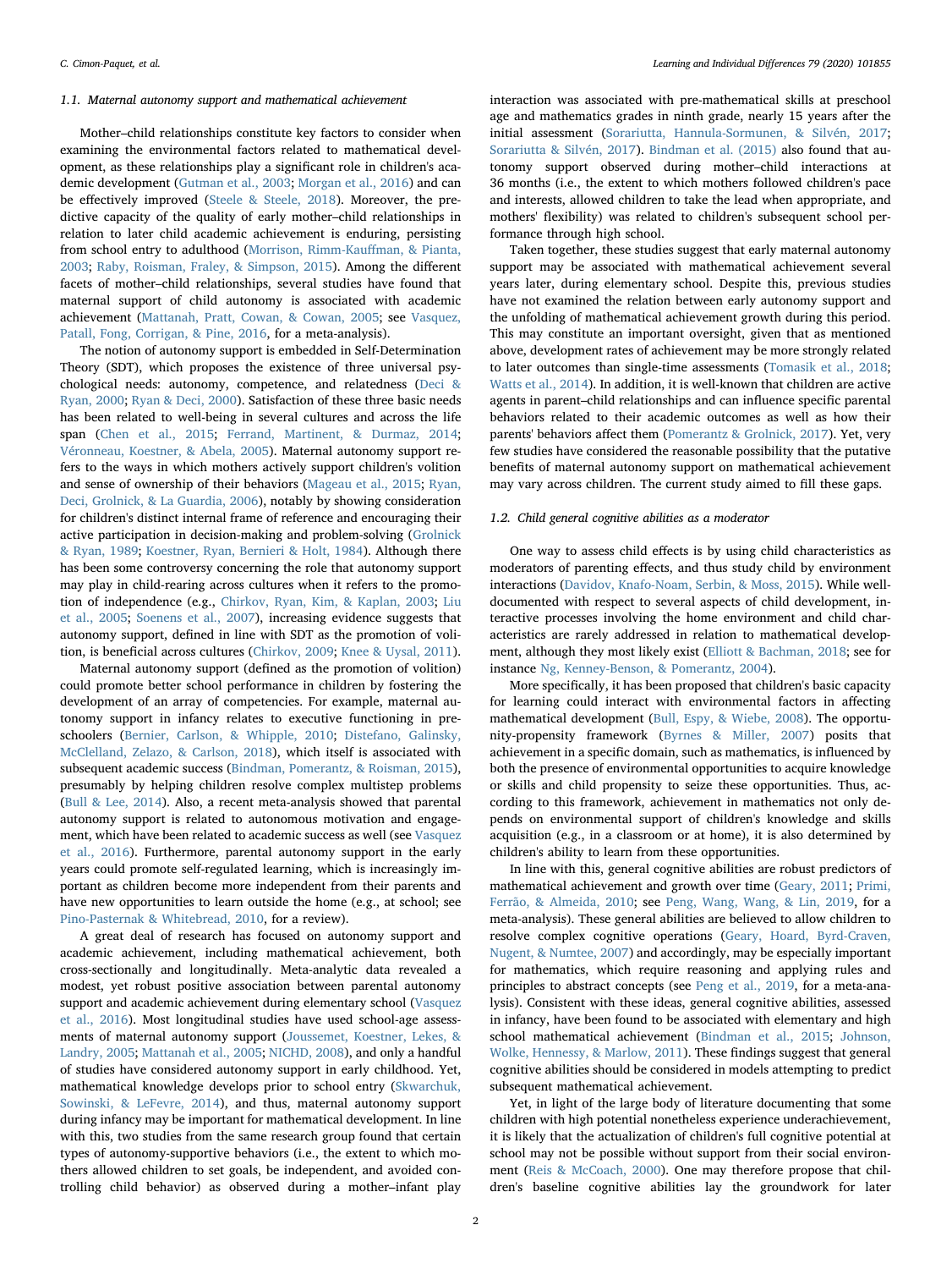### 1.1. Maternal autonomy support and mathematical achievement

Mother–child relationships constitute key factors to consider when examining the environmental factors related to mathematical development, as these relationships play a significant role in children's academic development (Gutman et al., 2003; Morgan et al., 2016) and can be effectively improved (Steele & Steele, 2018). Moreover, the predictive capacity of the quality of early mother–child relationships in relation to later child academic achievement is enduring, persisting from school entry to adulthood (Morrison, Rimm-Kauffman, & Pianta, 2003; Raby, Roisman, Fraley, & Simpson, 2015). Among the different facets of mother–child relationships, several studies have found that maternal support of child autonomy is associated with academic achievement (Mattanah, Pratt, Cowan, & Cowan, 2005; see Vasquez, Patall, Fong, Corrigan, & Pine, 2016, for a meta-analysis).

The notion of autonomy support is embedded in Self-Determination Theory (SDT), which proposes the existence of three universal psychological needs: autonomy, competence, and relatedness (Deci & Ryan, 2000; Ryan & Deci, 2000). Satisfaction of these three basic needs has been related to well-being in several cultures and across the life span (Chen et al., 2015; Ferrand, Martinent, & Durmaz, 2014; Véronneau, Koestner, & Abela, 2005). Maternal autonomy support refers to the ways in which mothers actively support children's volition and sense of ownership of their behaviors (Mageau et al., 2015; Ryan, Deci, Grolnick, & La Guardia, 2006), notably by showing consideration for children's distinct internal frame of reference and encouraging their active participation in decision-making and problem-solving (Grolnick & Ryan, 1989; Koestner, Ryan, Bernieri & Holt, 1984). Although there has been some controversy concerning the role that autonomy support may play in child-rearing across cultures when it refers to the promotion of independence (e.g., Chirkov, Ryan, Kim, & Kaplan, 2003; Liu et al., 2005; Soenens et al., 2007), increasing evidence suggests that autonomy support, defined in line with SDT as the promotion of volition, is beneficial across cultures (Chirkov, 2009; Knee & Uysal, 2011).

Maternal autonomy support (defined as the promotion of volition) could promote better school performance in children by fostering the development of an array of competencies. For example, maternal autonomy support in infancy relates to executive functioning in preschoolers (Bernier, Carlson, & Whipple, 2010; Distefano, Galinsky, McClelland, Zelazo, & Carlson, 2018), which itself is associated with subsequent academic success (Bindman, Pomerantz, & Roisman, 2015), presumably by helping children resolve complex multistep problems (Bull & Lee, 2014). Also, a recent meta-analysis showed that parental autonomy support is related to autonomous motivation and engagement, which have been related to academic success as well (see Vasquez et al., 2016). Furthermore, parental autonomy support in the early years could promote self-regulated learning, which is increasingly important as children become more independent from their parents and have new opportunities to learn outside the home (e.g., at school; see Pino-Pasternak & Whitebread, 2010, for a review).

A great deal of research has focused on autonomy support and academic achievement, including mathematical achievement, both cross-sectionally and longitudinally. Meta-analytic data revealed a modest, yet robust positive association between parental autonomy support and academic achievement during elementary school (Vasquez et al., 2016). Most longitudinal studies have used school-age assessments of maternal autonomy support (Joussemet, Koestner, Lekes, & Landry, 2005; Mattanah et al., 2005; NICHD, 2008), and only a handful of studies have considered autonomy support in early childhood. Yet, mathematical knowledge develops prior to school entry (Skwarchuk, Sowinski, & LeFevre, 2014), and thus, maternal autonomy support during infancy may be important for mathematical development. In line with this, two studies from the same research group found that certain types of autonomy-supportive behaviors (i.e., the extent to which mothers allowed children to set goals, be independent, and avoided controlling child behavior) as observed during a mother–infant play interaction was associated with pre-mathematical skills at preschool age and mathematics grades in ninth grade, nearly 15 years after the initial assessment (Sorariutta, Hannula-Sormunen, & Silvén, 2017; Sorariutta & Silvén, 2017). Bindman et al. (2015) also found that autonomy support observed during mother–child interactions at 36 months (i.e., the extent to which mothers followed children's pace and interests, allowed children to take the lead when appropriate, and mothers' flexibility) was related to children's subsequent school performance through high school.

Taken together, these studies suggest that early maternal autonomy support may be associated with mathematical achievement several years later, during elementary school. Despite this, previous studies have not examined the relation between early autonomy support and the unfolding of mathematical achievement growth during this period. This may constitute an important oversight, given that as mentioned above, development rates of achievement may be more strongly related to later outcomes than single-time assessments (Tomasik et al., 2018; Watts et al., 2014). In addition, it is well-known that children are active agents in parent–child relationships and can influence specific parental behaviors related to their academic outcomes as well as how their parents' behaviors affect them (Pomerantz & Grolnick, 2017). Yet, very few studies have considered the reasonable possibility that the putative benefits of maternal autonomy support on mathematical achievement may vary across children. The current study aimed to fill these gaps.

### 1.2. Child general cognitive abilities as a moderator

One way to assess child effects is by using child characteristics as moderators of parenting effects, and thus study child by environment interactions (Davidov, Knafo-Noam, Serbin, & Moss, 2015). While well-documented with respect to several aspects of child development, interactive processes involving the home environment and child characteristics are rarely addressed in relation to mathematical development, although they most likely exist (Elliott & Bachman, 2018; see for instance Ng, Kenney-Benson, & Pomerantz, 2004).

More specifically, it has been proposed that children's basic capacity for learning could interact with environmental factors in affecting mathematical development (Bull, Espy, & Wiebe, 2008). The opportunity-propensity framework (Byrnes & Miller, 2007) posits that achievement in a specific domain, such as mathematics, is influenced by both the presence of environmental opportunities to acquire knowledge or skills and child propensity to seize these opportunities. Thus, according to this framework, achievement in mathematics not only depends on environmental support of children's knowledge and skills acquisition (e.g., in a classroom or at home), it is also determined by children's ability to learn from these opportunities.

In line with this, general cognitive abilities are robust predictors of mathematical achievement and growth over time (Geary, 2011; Primi, Ferrão, & Almeida, 2010; see Peng, Wang, Wang, & Lin, 2019, for a meta-analysis). These general abilities are believed to allow children to resolve complex cognitive operations (Geary, Hoard, Byrd-Craven, Nugent, & Numtee, 2007) and accordingly, may be especially important for mathematics, which require reasoning and applying rules and principles to abstract concepts (see Peng et al., 2019, for a meta-analysis). Consistent with these ideas, general cognitive abilities, assessed in infancy, have been found to be associated with elementary and high school mathematical achievement (Bindman et al., 2015; Johnson, Wolke, Hennessy, & Marlow, 2011). These findings suggest that general cognitive abilities should be considered in models attempting to predict subsequent mathematical achievement.

Yet, in light of the large body of literature documenting that some children with high potential nonetheless experience underachievement, it is likely that the actualization of children's full cognitive potential at school may not be possible without support from their social environment (Reis & McCoach, 2000). One may therefore propose that children's baseline cognitive abilities lay the groundwork for later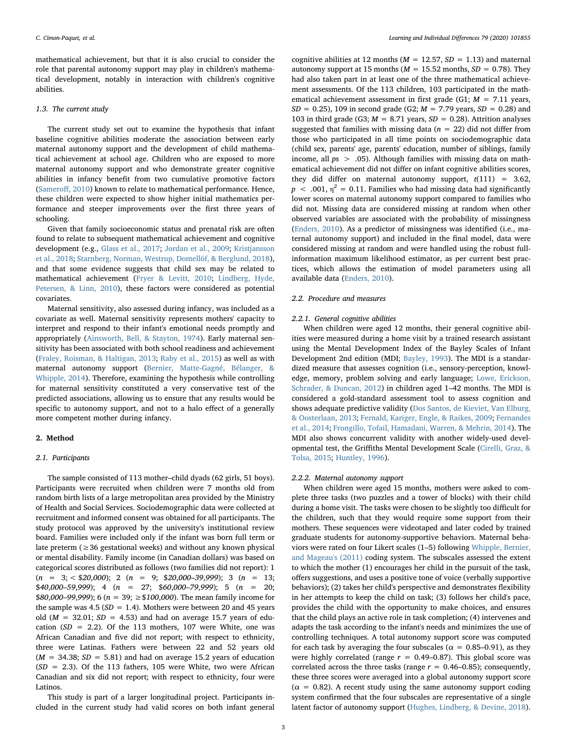mathematical achievement, but that it is also crucial to consider the role that parental autonomy support may play in children's mathematical development, notably in interaction with children's cognitive abilities.

### 1.3. The current study

The current study set out to examine the hypothesis that infant baseline cognitive abilities moderate the association between early maternal autonomy support and the development of child mathematical achievement at school age. Children who are exposed to more maternal autonomy support and who demonstrate greater cognitive abilities in infancy benefit from two cumulative promotive factors (Sameroff, 2010) known to relate to mathematical performance. Hence, these children were expected to show higher initial mathematics performance and steeper improvements over the first three years of schooling.

Given that family socioeconomic status and prenatal risk are often found to relate to subsequent mathematical achievement and cognitive development (e.g., Glass et al., 2017; Jordan et al., 2009; Kristjansson et al., 2018; Starnberg, Norman, Westrup, Domellöf, & Berglund, 2018), and that some evidence suggests that child sex may be related to mathematical achievement (Fryer & Levitt, 2010; Lindberg, Hyde, Petersen, & Linn, 2010), these factors were considered as potential covariates.

Maternal sensitivity, also assessed during infancy, was included as a covariate as well. Maternal sensitivity represents mothers' capacity to interpret and respond to their infant's emotional needs promptly and appropriately (Ainsworth, Bell, & Stayton, 1974). Early maternal sensitivity has been associated with both school readiness and achievement (Fraley, Roisman, & Haltigan, 2013; Raby et al., 2015) as well as with maternal autonomy support (Bernier, Matte-Gagné, Bélanger, & Whipple, 2014). Therefore, examining the hypothesis while controlling for maternal sensitivity constituted a very conservative test of the predicted associations, allowing us to ensure that any results would be specific to autonomy support, and not to a halo effect of a generally more competent mother during infancy.

## 2. Method

### 2.1. Participants

The sample consisted of 113 mother–child dyads (62 girls, 51 boys). Participants were recruited when children were 7 months old from random birth lists of a large metropolitan area provided by the Ministry of Health and Social Services. Sociodemographic data were collected at recruitment and informed consent was obtained for all participants. The study protocol was approved by the university's institutional review board. Families were included only if the infant was born full term or late preterm (≥36 gestational weeks) and without any known physical or mental disability. Family income (in Canadian dollars) was based on categorical scores distributed as follows (two families did not report): 1 ($n$ = 3; < *$20,000*); 2 ($n$ = 9; *$20,000–39,999*); 3 ($n$ = 13; *$40,000–59,999*); 4 ($n$ = 27; *$60,000–79,999*); 5 ($n$ = 20; *$80,000–99,999*); 6 ($n$ = 39; ≥*$100,000*). The mean family income for the sample was 4.5 ($SD$ = 1.4). Mothers were between 20 and 45 years old ($M$ = 32.01; $SD$ = 4.53) and had on average 15.7 years of education ($SD$ = 2.2). Of the 113 mothers, 107 were White, one was African Canadian and five did not report; with respect to ethnicity, three were Latinas. Fathers were between 22 and 52 years old ($M$ = 34.38; $SD$ = 5.81) and had on average 15.2 years of education ($SD$ = 2.3). Of the 113 fathers, 105 were White, two were African Canadian and six did not report; with respect to ethnicity, four were Latinos.

This study is part of a larger longitudinal project. Participants included in the current study had valid scores on both infant general cognitive abilities at 12 months ($M$ = 12.57, $SD$ = 1.13) and maternal autonomy support at 15 months ($M$ = 15.52 months, $SD$ = 0.78). They had also taken part in at least one of the three mathematical achievement assessments. Of the 113 children, 103 participated in the mathematical achievement assessment in first grade (G1; $M$ = 7.11 years, $SD$ = 0.25), 109 in second grade (G2; $M$ = 7.79 years, $SD$ = 0.28) and 103 in third grade (G3; $M$ = 8.71 years, $SD$ = 0.28). Attrition analyses suggested that families with missing data ($n$ = 22) did not differ from those who participated in all time points on sociodemographic data (child sex, parents' age, parents' education, number of siblings, family income, all $ps > .05$). Although families with missing data on mathematical achievement did not differ on infant cognitive abilities scores, they did differ on maternal autonomy support, $t(111) = 3.62$, $p < .001$, $\eta^2 = 0.11$. Families who had missing data had significantly lower scores on maternal autonomy support compared to families who did not. Missing data are considered missing at random when other observed variables are associated with the probability of missingness (Enders, 2010). As a predictor of missingness was identified (i.e., maternal autonomy support) and included in the final model, data were considered missing at random and were handled using the robust full-information maximum likelihood estimator, as per current best practices, which allows the estimation of model parameters using all available data (Enders, 2010).

### 2.2. Procedure and measures

#### 2.2.1. General cognitive abilities

When children were aged 12 months, their general cognitive abilities were measured during a home visit by a trained research assistant using the Mental Development Index of the Bayley Scales of Infant Development 2nd edition (MDI; Bayley, 1993). The MDI is a standardized measure that assesses cognition (i.e., sensory-perception, knowledge, memory, problem solving and early language; Lowe, Erickson, Schrader, & Duncan, 2012) in children aged 1–42 months. The MDI is considered a gold-standard assessment tool to assess cognition and shows adequate predictive validity (Dos Santos, de Kieviet, Van Elburg, & Oosterlaan, 2013; Fernald, Kariger, Engle, & Raikes, 2009; Fernandes et al., 2014; Frongillo, Tofail, Hamadani, Warren, & Mehrin, 2014). The MDI also shows concurrent validity with another widely-used developmental test, the Griffiths Mental Development Scale (Cirelli, Graz, & Tolsa, 2015; Huntley, 1996).

#### 2.2.2. Maternal autonomy support

When children were aged 15 months, mothers were asked to complete three tasks (two puzzles and a tower of blocks) with their child during a home visit. The tasks were chosen to be slightly too difficult for the children, such that they would require some support from their mothers. These sequences were videotaped and later coded by trained graduate students for autonomy-supportive behaviors. Maternal behaviors were rated on four Likert scales (1–5) following Whipple, Bernier, and Mageau's (2011) coding system. The subscales assessed the extent to which the mother (1) encourages her child in the pursuit of the task, offers suggestions, and uses a positive tone of voice (verbally supportive behaviors); (2) takes her child's perspective and demonstrates flexibility in her attempts to keep the child on task; (3) follows her child's pace, provides the child with the opportunity to make choices, and ensures that the child plays an active role in task completion; (4) intervenes and adapts the task according to the infant's needs and minimizes the use of controlling techniques. A total autonomy support score was computed for each task by averaging the four subscales ($\alpha$ = 0.85–0.91), as they were highly correlated (range $r$ = 0.49–0.87). This global score was correlated across the three tasks (range $r$ = 0.46–0.85); consequently, these three scores were averaged into a global autonomy support score ($\alpha$ = 0.82). A recent study using the same autonomy support coding system confirmed that the four subscales are representative of a single latent factor of autonomy support (Hughes, Lindberg, & Devine, 2018).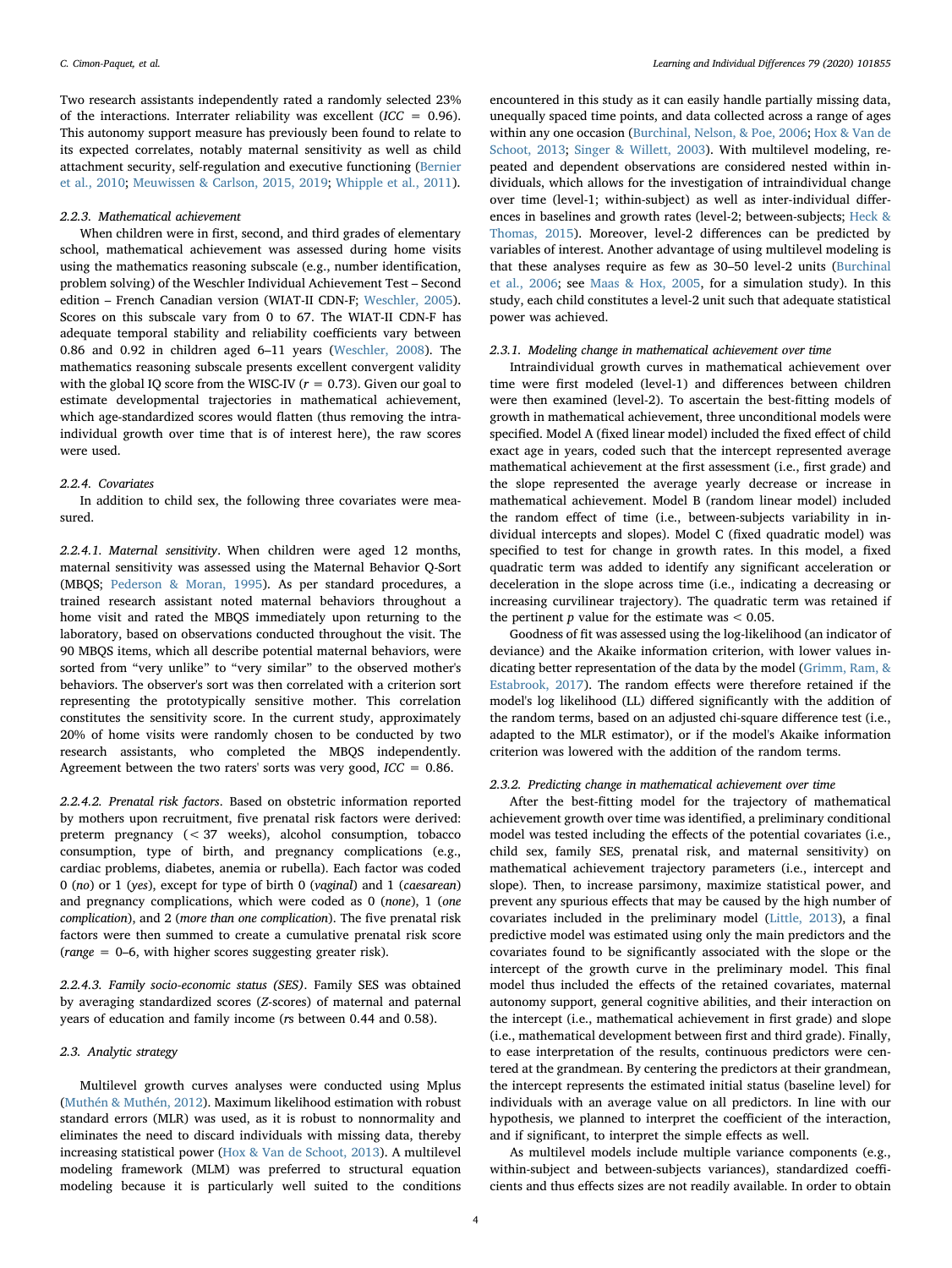Two research assistants independently rated a randomly selected 23% of the interactions. Interrater reliability was excellent ($ICC = 0.96$). This autonomy support measure has previously been found to relate to its expected correlates, notably maternal sensitivity as well as child attachment security, self-regulation and executive functioning (Bernier et al., 2010; Meuwissen & Carlson, 2015, 2019; Whipple et al., 2011).

#### 2.2.3. Mathematical achievement

When children were in first, second, and third grades of elementary school, mathematical achievement was assessed during home visits using the mathematics reasoning subscale (e.g., number identification, problem solving) of the Weschler Individual Achievement Test – Second edition – French Canadian version (WIAT-II CDN-F; Weschler, 2005). Scores on this subscale vary from 0 to 67. The WIAT-II CDN-F has adequate temporal stability and reliability coefficients vary between 0.86 and 0.92 in children aged 6–11 years (Weschler, 2008). The mathematics reasoning subscale presents excellent convergent validity with the global IQ score from the WISC-IV ($r = 0.73$). Given our goal to estimate developmental trajectories in mathematical achievement, which age-standardized scores would flatten (thus removing the intra-individual growth over time that is of interest here), the raw scores were used.

#### 2.2.4. Covariates

In addition to child sex, the following three covariates were measured.

##### 2.2.4.1. Maternal sensitivity

When children were aged 12 months, maternal sensitivity was assessed using the Maternal Behavior Q-Sort (MBQS; Pederson & Moran, 1995). As per standard procedures, a trained research assistant noted maternal behaviors throughout a home visit and rated the MBQS immediately upon returning to the laboratory, based on observations conducted throughout the visit. The 90 MBQS items, which all describe potential maternal behaviors, were sorted from "very unlike" to "very similar" to the observed mother's behaviors. The observer's sort was then correlated with a criterion sort representing the prototypically sensitive mother. This correlation constitutes the sensitivity score. In the current study, approximately 20% of home visits were randomly chosen to be conducted by two research assistants, who completed the MBQS independently. Agreement between the two raters' sorts was very good, $ICC = 0.86$.

##### 2.2.4.2. Prenatal risk factors

Based on obstetric information reported by mothers upon recruitment, five prenatal risk factors were derived: preterm pregnancy (< 37 weeks), alcohol consumption, tobacco consumption, type of birth, and pregnancy complications (e.g., cardiac problems, diabetes, anemia or rubella). Each factor was coded 0 (*no*) or 1 (*yes*), except for type of birth 0 (*vaginal*) and 1 (*caesarean*) and pregnancy complications, which were coded as 0 (*none*), 1 (*one complication*), and 2 (*more than one complication*). The five prenatal risk factors were then summed to create a cumulative prenatal risk score (*range* = 0–6, with higher scores suggesting greater risk).

##### 2.2.4.3. Family socio-economic status (SES)

Family SES was obtained by averaging standardized scores (*Z*-scores) of maternal and paternal years of education and family income (*r*s between 0.44 and 0.58).

### 2.3. Analytic strategy

Multilevel growth curves analyses were conducted using Mplus (Muthén & Muthén, 2012). Maximum likelihood estimation with robust standard errors (MLR) was used, as it is robust to nonnormality and eliminates the need to discard individuals with missing data, thereby increasing statistical power (Hox & Van de Schoot, 2013). A multilevel modeling framework (MLM) was preferred to structural equation modeling because it is particularly well suited to the conditions encountered in this study as it can easily handle partially missing data, unequally spaced time points, and data collected across a range of ages within any one occasion (Burchinal, Nelson, & Poe, 2006; Hox & Van de Schoot, 2013; Singer & Willett, 2003). With multilevel modeling, repeated and dependent observations are considered nested within individuals, which allows for the investigation of intraindividual change over time (level-1; within-subject) as well as inter-individual differences in baselines and growth rates (level-2; between-subjects; Heck & Thomas, 2015). Moreover, level-2 differences can be predicted by variables of interest. Another advantage of using multilevel modeling is that these analyses require as few as 30–50 level-2 units (Burchinal et al., 2006; see Maas & Hox, 2005, for a simulation study). In this study, each child constitutes a level-2 unit such that adequate statistical power was achieved.

#### 2.3.1. Modeling change in mathematical achievement over time

Intraindividual growth curves in mathematical achievement over time were first modeled (level-1) and differences between children were then examined (level-2). To ascertain the best-fitting models of growth in mathematical achievement, three unconditional models were specified. Model A (fixed linear model) included the fixed effect of child exact age in years, coded such that the intercept represented average mathematical achievement at the first assessment (i.e., first grade) and the slope represented the average yearly decrease or increase in mathematical achievement. Model B (random linear model) included the random effect of time (i.e., between-subjects variability in individual intercepts and slopes). Model C (fixed quadratic model) was specified to test for change in growth rates. In this model, a fixed quadratic term was added to identify any significant acceleration or deceleration in the slope across time (i.e., indicating a decreasing or increasing curvilinear trajectory). The quadratic term was retained if the pertinent $p$ value for the estimate was $< 0.05$.

Goodness of fit was assessed using the log-likelihood (an indicator of deviance) and the Akaike information criterion, with lower values indicating better representation of the data by the model (Grimm, Ram, & Estabrook, 2017). The random effects were therefore retained if the model's log likelihood (LL) differed significantly with the addition of the random terms, based on an adjusted chi-square difference test (i.e., adapted to the MLR estimator), or if the model's Akaike information criterion was lowered with the addition of the random terms.

#### 2.3.2. Predicting change in mathematical achievement over time

After the best-fitting model for the trajectory of mathematical achievement growth over time was identified, a preliminary conditional model was tested including the effects of the potential covariates (i.e., child sex, family SES, prenatal risk, and maternal sensitivity) on mathematical achievement trajectory parameters (i.e., intercept and slope). Then, to increase parsimony, maximize statistical power, and prevent any spurious effects that may be caused by the high number of covariates included in the preliminary model (Little, 2013), a final predictive model was estimated using only the main predictors and the covariates found to be significantly associated with the slope or the intercept of the growth curve in the preliminary model. This final model thus included the effects of the retained covariates, maternal autonomy support, general cognitive abilities, and their interaction on the intercept (i.e., mathematical achievement in first grade) and slope (i.e., mathematical development between first and third grade). Finally, to ease interpretation of the results, continuous predictors were centered at the grandmean. By centering the predictors at their grandmean, the intercept represents the estimated initial status (baseline level) for individuals with an average value on all predictors. In line with our hypothesis, we planned to interpret the coefficient of the interaction, and if significant, to interpret the simple effects as well.

As multilevel models include multiple variance components (e.g., within-subject and between-subjects variances), standardized coefficients and thus effects sizes are not readily available. In order to obtain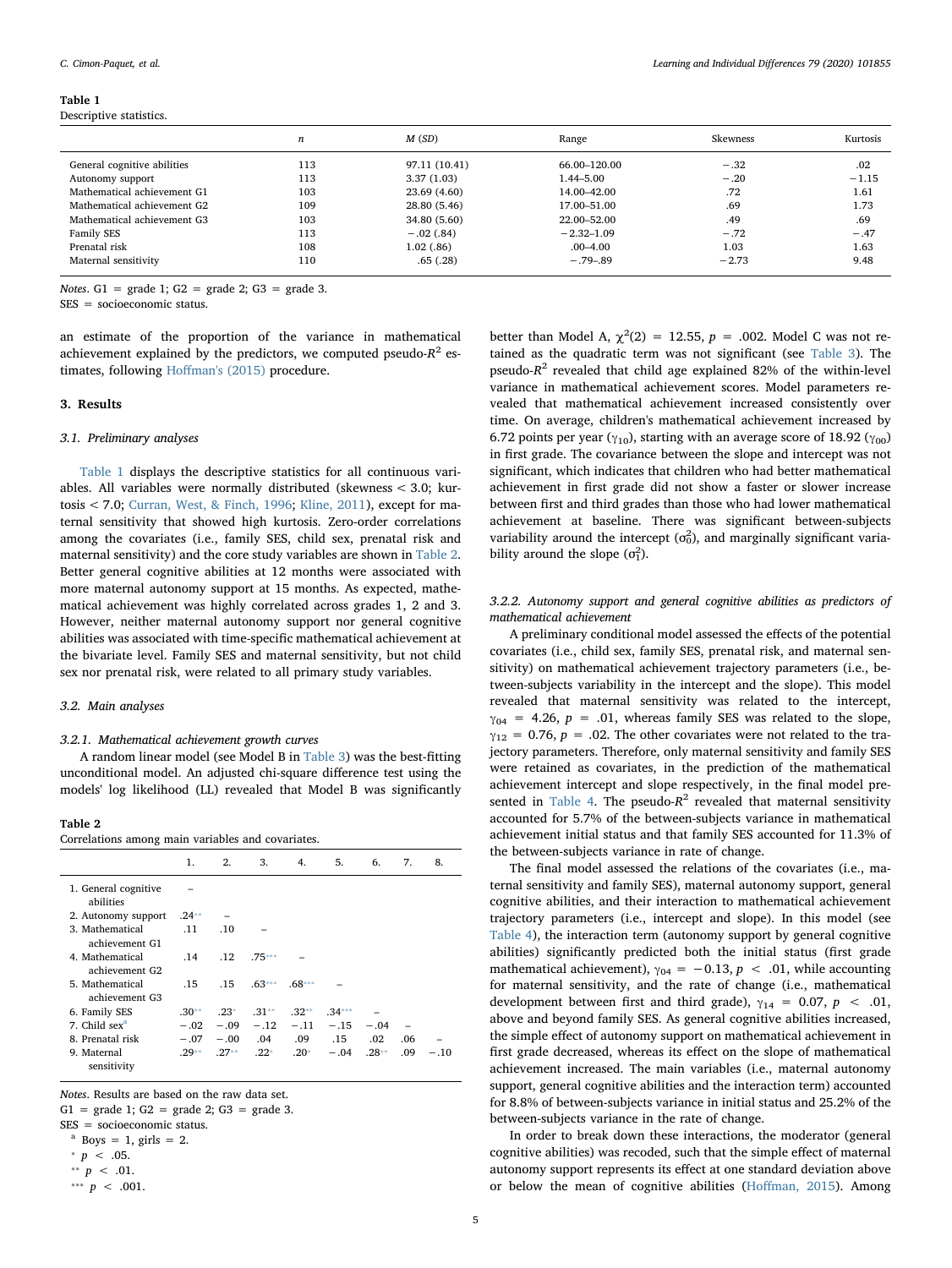**Table 1**
Descriptive statistics.

| | $n$ | $M$ ($SD$) | Range | Skewness | Kurtosis |
|---|---|---|---|---|---|
| General cognitive abilities | 113 | 97.11 (10.41) | 66.00–120.00 | −.32 | .02 |
| Autonomy support | 113 | 3.37 (1.03) | 1.44–5.00 | −.20 | −1.15 |
| Mathematical achievement G1 | 103 | 23.69 (4.60) | 14.00–42.00 | .72 | 1.61 |
| Mathematical achievement G2 | 109 | 28.80 (5.46) | 17.00–51.00 | .69 | 1.73 |
| Mathematical achievement G3 | 103 | 34.80 (5.60) | 22.00–52.00 | .49 | .69 |
| Family SES | 113 | −.02 (.84) | −2.32–1.09 | −.72 | −.47 |
| Prenatal risk | 108 | 1.02 (.86) | .00–4.00 | 1.03 | 1.63 |
| Maternal sensitivity | 110 | .65 (.28) | −.79–.89 | −2.73 | 9.48 |

*Notes*. G1 = grade 1; G2 = grade 2; G3 = grade 3.
SES = socioeconomic status.

an estimate of the proportion of the variance in mathematical achievement explained by the predictors, we computed pseudo-$R^2$ estimates, following Hoffman's (2015) procedure.

## 3. Results

### 3.1. Preliminary analyses

Table 1 displays the descriptive statistics for all continuous variables. All variables were normally distributed (skewness < 3.0; kurtosis < 7.0; Curran, West, & Finch, 1996; Kline, 2011), except for maternal sensitivity that showed high kurtosis. Zero-order correlations among the covariates (i.e., family SES, child sex, prenatal risk and maternal sensitivity) and the core study variables are shown in Table 2. Better general cognitive abilities at 12 months were associated with more maternal autonomy support at 15 months. As expected, mathematical achievement was highly correlated across grades 1, 2 and 3. However, neither maternal autonomy support nor general cognitive abilities was associated with time-specific mathematical achievement at the bivariate level. Family SES and maternal sensitivity, but not child sex nor prenatal risk, were related to all primary study variables.

### 3.2. Main analyses

#### 3.2.1. Mathematical achievement growth curves

A random linear model (see Model B in Table 3) was the best-fitting unconditional model. An adjusted chi-square difference test using the models' log likelihood (LL) revealed that Model B was significantly better than Model A, $\chi^2(2) = 12.55$, $p = .002$. Model C was not retained as the quadratic term was not significant (see Table 3). The pseudo-$R^2$ revealed that child age explained 82% of the within-level variance in mathematical achievement scores. Model parameters revealed that mathematical achievement increased consistently over time. On average, children's mathematical achievement increased by 6.72 points per year ($\gamma_{10}$), starting with an average score of 18.92 ($\gamma_{00}$) in first grade. The covariance between the slope and intercept was not significant, which indicates that children who had better mathematical achievement in first grade did not show a faster or slower increase between first and third grades than those who had lower mathematical achievement at baseline. There was significant between-subjects variability around the intercept ($\sigma_0^2$), and marginally significant variability around the slope ($\sigma_1^2$).

**Table 2**
Correlations among main variables and covariates.

| | 1. | 2. | 3. | 4. | 5. | 6. | 7. | 8. |
|---|---|---|---|---|---|---|---|---|
| 1. General cognitive abilities | – | | | | | | | |
| 2. Autonomy support | .24** | – | | | | | | |
| 3. Mathematical achievement G1 | .11 | .10 | – | | | | | |
| 4. Mathematical achievement G2 | .14 | .12 | .75*** | – | | | | |
| 5. Mathematical achievement G3 | .15 | .15 | .63*** | .68*** | – | | | |
| 6. Family SES | .30** | .23* | .31** | .32** | .34*** | – | | |
| 7. Child sex[a] | −.02 | −.09 | −.12 | −.11 | −.15 | −.04 | – | |
| 8. Prenatal risk | −.07 | −.00 | .04 | .09 | .15 | .02 | .06 | – |
| 9. Maternal sensitivity | .29** | .27** | .22* | .20* | −.04 | .28** | .09 | −.10 |

*Notes*. Results are based on the raw data set.
G1 = grade 1; G2 = grade 2; G3 = grade 3.
SES = socioeconomic status.
[a] Boys = 1, girls = 2.
* $p < .05$.
** $p < .01$.
*** $p < .001$.

#### 3.2.2. Autonomy support and general cognitive abilities as predictors of mathematical achievement

A preliminary conditional model assessed the effects of the potential covariates (i.e., child sex, family SES, prenatal risk, and maternal sensitivity) on mathematical achievement trajectory parameters (i.e., between-subjects variability in the intercept and the slope). This model revealed that maternal sensitivity was related to the intercept, $\gamma_{04} = 4.26$, $p = .01$, whereas family SES was related to the slope, $\gamma_{12} = 0.76$, $p = .02$. The other covariates were not related to the trajectory parameters. Therefore, only maternal sensitivity and family SES were retained as covariates, in the prediction of the mathematical achievement intercept and slope respectively, in the final model presented in Table 4. The pseudo-$R^2$ revealed that maternal sensitivity accounted for 5.7% of the between-subjects variance in mathematical achievement initial status and that family SES accounted for 11.3% of the between-subjects variance in rate of change.

The final model assessed the relations of the covariates (i.e., maternal sensitivity and family SES), maternal autonomy support, general cognitive abilities, and their interaction to mathematical achievement trajectory parameters (i.e., intercept and slope). In this model (see Table 4), the interaction term (autonomy support by general cognitive abilities) significantly predicted both the initial status (first grade mathematical achievement), $\gamma_{04} = -0.13$, $p < .01$, while accounting for maternal sensitivity, and the rate of change (i.e., mathematical development between first and third grade), $\gamma_{14} = 0.07$, $p < .01$, above and beyond family SES. As general cognitive abilities increased, the simple effect of autonomy support on mathematical achievement in first grade decreased, whereas its effect on the slope of mathematical achievement increased. The main variables (i.e., maternal autonomy support, general cognitive abilities and the interaction term) accounted for 8.8% of between-subjects variance in initial status and 25.2% of the between-subjects variance in the rate of change.

In order to break down these interactions, the moderator (general cognitive abilities) was recoded, such that the simple effect of maternal autonomy support represents its effect at one standard deviation above or below the mean of cognitive abilities (Hoffman, 2015). Among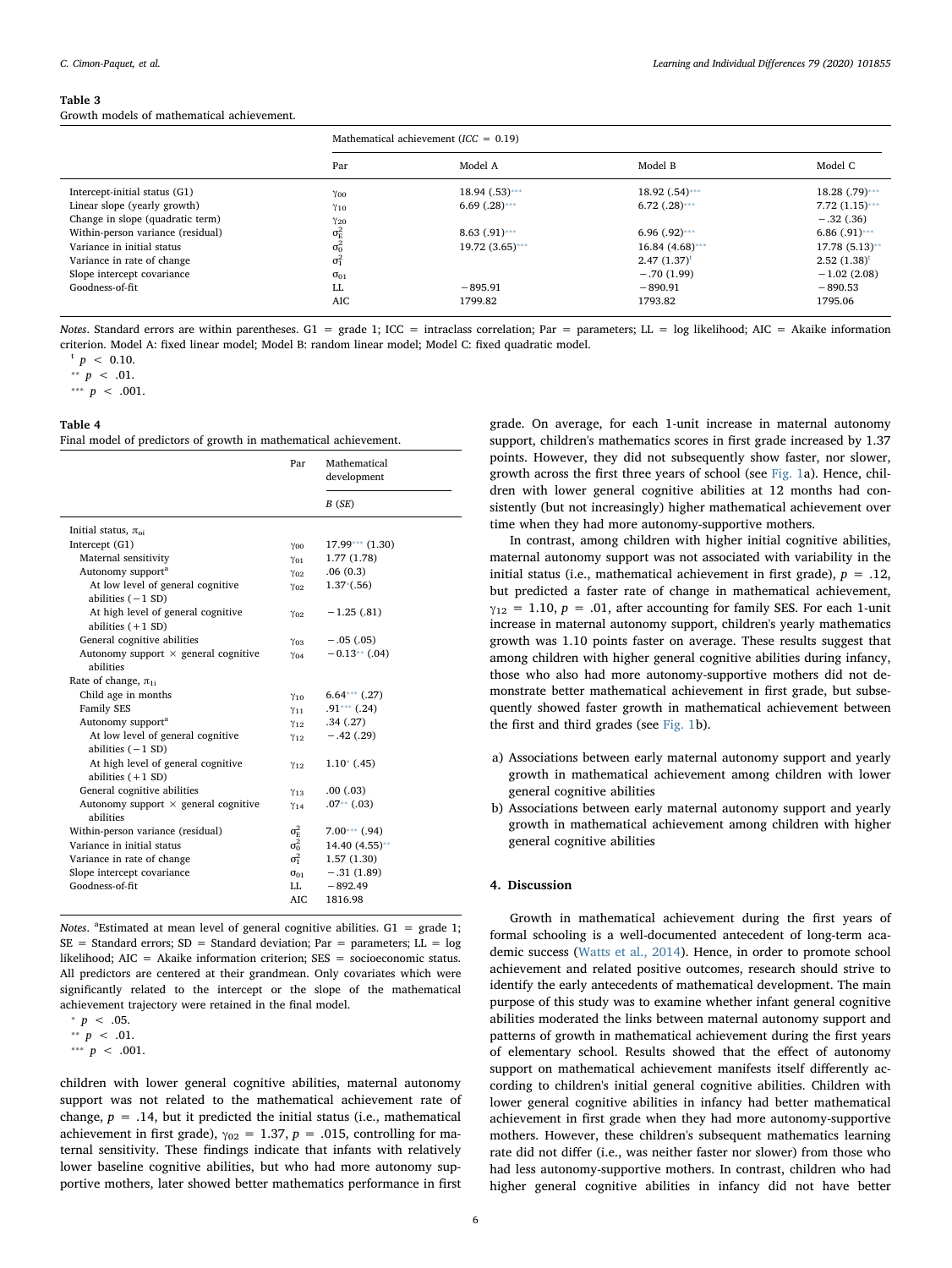**Table 3**
Growth models of mathematical achievement.

| | Mathematical achievement ($ICC$ = 0.19) | | | |
|---|---|---|---|---|
| | Par | Model A | Model B | Model C |
| Intercept-initial status (G1) | $\gamma_{00}$ | 18.94 (.53)*** | 18.92 (.54)*** | 18.28 (.79)*** |
| Linear slope (yearly growth) | $\gamma_{10}$ | 6.69 (.28)*** | 6.72 (.28)*** | 7.72 (1.15)*** |
| Change in slope (quadratic term) | $\gamma_{20}$ | | | −.32 (.36) |
| Within-person variance (residual) | $\sigma^2_E$ | 8.63 (.91)*** | 6.96 (.92)*** | 6.86 (.91)*** |
| Variance in initial status | $\sigma^2_0$ | 19.72 (3.65)*** | 16.84 (4.68)*** | 17.78 (5.13)** |
| Variance in rate of change | $\sigma^2_1$ | | 2.47 (1.37)[t] | 2.52 (1.38)[t] |
| Slope intercept covariance | $\sigma_{01}$ | | −.70 (1.99) | −1.02 (2.08) |
| Goodness-of-fit | LL | −895.91 | −890.91 | −890.53 |
| | AIC | 1799.82 | 1793.82 | 1795.06 |

*Notes*. Standard errors are within parentheses. G1 = grade 1; ICC = intraclass correlation; Par = parameters; LL = log likelihood; AIC = Akaike information criterion. Model A: fixed linear model; Model B: random linear model; Model C: fixed quadratic model.
[t] $p < 0.10$.
** $p < .01$.
*** $p < .001$.

**Table 4**
Final model of predictors of growth in mathematical achievement.

| | Par | Mathematical development |
|---|---|---|
| | | *B* (*SE*) |
| Initial status, $\pi_{0i}$ | | |
| Intercept (G1) | $\gamma_{00}$ | 17.99*** (1.30) |
| Maternal sensitivity | $\gamma_{01}$ | 1.77 (1.78) |
| Autonomy support[a] | $\gamma_{02}$ | .06 (0.3) |
| At low level of general cognitive abilities (−1 SD) | $\gamma_{02}$ | 1.37*(.56) |
| At high level of general cognitive abilities (+1 SD) | $\gamma_{02}$ | −1.25 (.81) |
| General cognitive abilities | $\gamma_{03}$ | −.05 (.05) |
| Autonomy support × general cognitive abilities | $\gamma_{04}$ | −0.13** (.04) |
| Rate of change, $\pi_{1i}$ | | |
| Child age in months | $\gamma_{10}$ | 6.64*** (.27) |
| Family SES | $\gamma_{11}$ | .91*** (.24) |
| Autonomy support[a] | $\gamma_{12}$ | .34 (.27) |
| At low level of general cognitive abilities (−1 SD) | $\gamma_{12}$ | −.42 (.29) |
| At high level of general cognitive abilities (+1 SD) | $\gamma_{12}$ | 1.10* (.45) |
| General cognitive abilities | $\gamma_{13}$ | .00 (.03) |
| Autonomy support × general cognitive abilities | $\gamma_{14}$ | .07** (.03) |
| Within-person variance (residual) | $\sigma^2_E$ | 7.00*** (.94) |
| Variance in initial status | $\sigma^2_0$ | 14.40 (4.55)** |
| Variance in rate of change | $\sigma^2_1$ | 1.57 (1.30) |
| Slope intercept covariance | $\sigma_{01}$ | −.31 (1.89) |
| Goodness-of-fit | LL | −892.49 |
| | AIC | 1816.98 |

*Notes*. [a]Estimated at mean level of general cognitive abilities. G1 = grade 1; SE = Standard errors; SD = Standard deviation; Par = parameters; LL = log likelihood; AIC = Akaike information criterion; SES = socioeconomic status. All predictors are centered at their grandmean. Only covariates which were significantly related to the intercept or the slope of the mathematical achievement trajectory were retained in the final model.
* $p < .05$.
** $p < .01$.
*** $p < .001$.

children with lower general cognitive abilities, maternal autonomy support was not related to the mathematical achievement rate of change, $p = .14$, but it predicted the initial status (i.e., mathematical achievement in first grade), $\gamma_{02} = 1.37$, $p = .015$, controlling for maternal sensitivity. These findings indicate that infants with relatively lower baseline cognitive abilities, but who had more autonomy supportive mothers, later showed better mathematics performance in first grade. On average, for each 1-unit increase in maternal autonomy support, children's mathematics scores in first grade increased by 1.37 points. However, they did not subsequently show faster, nor slower, growth across the first three years of school (see Fig. 1a). Hence, children with lower general cognitive abilities at 12 months had consistently (but not increasingly) higher mathematical achievement over time when they had more autonomy-supportive mothers.

In contrast, among children with higher initial cognitive abilities, maternal autonomy support was not associated with variability in the initial status (i.e., mathematical achievement in first grade), $p = .12$, but predicted a faster rate of change in mathematical achievement, $\gamma_{12} = 1.10$, $p = .01$, after accounting for family SES. For each 1-unit increase in maternal autonomy support, children's yearly mathematics growth was 1.10 points faster on average. These results suggest that among children with higher general cognitive abilities during infancy, those who also had more autonomy-supportive mothers did not demonstrate better mathematical achievement in first grade, but subsequently showed faster growth in mathematical achievement between the first and third grades (see Fig. 1b).

a) Associations between early maternal autonomy support and yearly growth in mathematical achievement among children with lower general cognitive abilities
b) Associations between early maternal autonomy support and yearly growth in mathematical achievement among children with higher general cognitive abilities

## 4. Discussion

Growth in mathematical achievement during the first years of formal schooling is a well-documented antecedent of long-term academic success (Watts et al., 2014). Hence, in order to promote school achievement and related positive outcomes, research should strive to identify the early antecedents of mathematical development. The main purpose of this study was to examine whether infant general cognitive abilities moderated the links between maternal autonomy support and patterns of growth in mathematical achievement during the first years of elementary school. Results showed that the effect of autonomy support on mathematical achievement manifests itself differently according to children's initial general cognitive abilities. Children with lower general cognitive abilities in infancy had better mathematical achievement in first grade when they had more autonomy-supportive mothers. However, these children's subsequent mathematics learning rate did not differ (i.e., was neither faster nor slower) from those who had less autonomy-supportive mothers. In contrast, children who had higher general cognitive abilities in infancy did not have better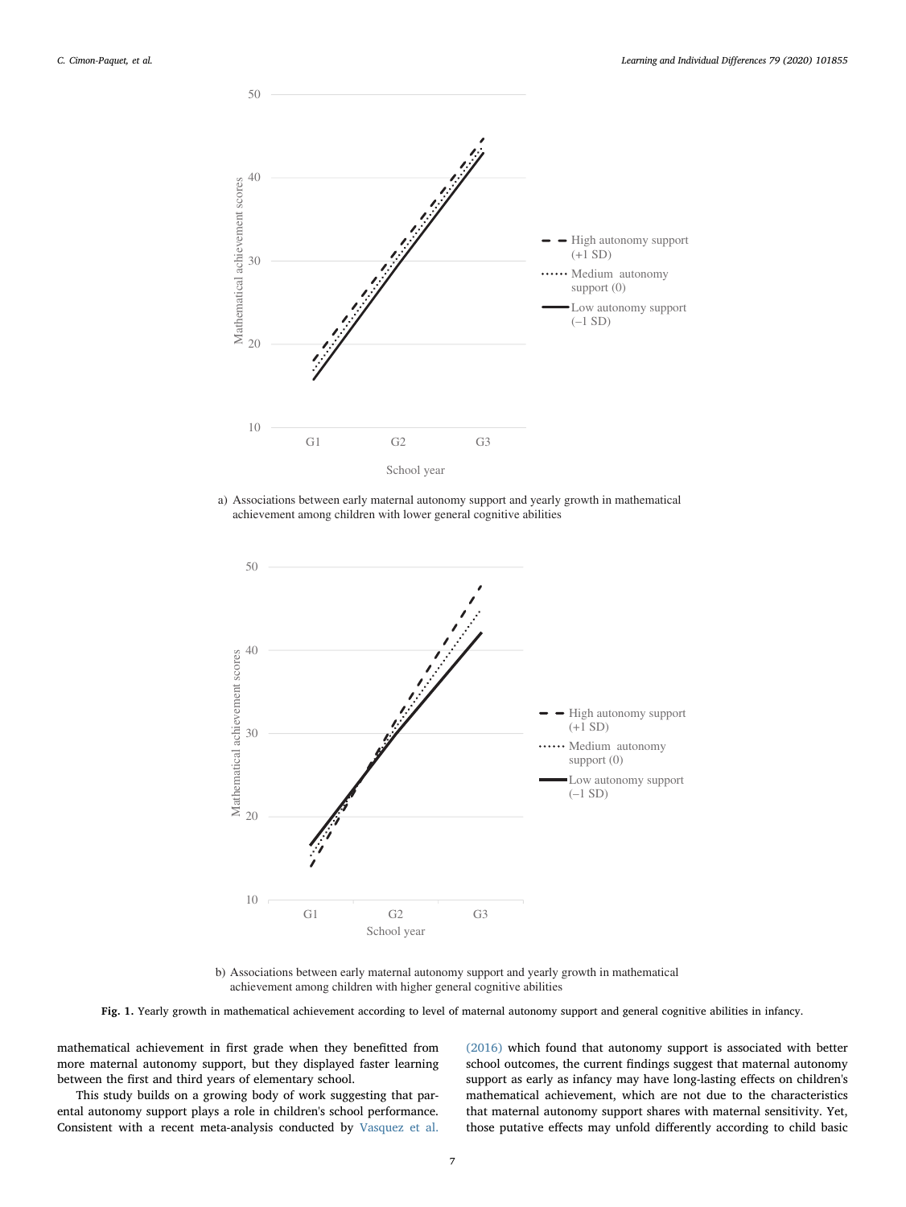a) Associations between early maternal autonomy support and yearly growth in mathematical achievement among children with lower general cognitive abilities

b) Associations between early maternal autonomy support and yearly growth in mathematical achievement among children with higher general cognitive abilities

**Fig. 1.** Yearly growth in mathematical achievement according to level of maternal autonomy support and general cognitive abilities in infancy.

mathematical achievement in first grade when they benefitted from more maternal autonomy support, but they displayed faster learning between the first and third years of elementary school.

This study builds on a growing body of work suggesting that parental autonomy support plays a role in children's school performance. Consistent with a recent meta-analysis conducted by Vasquez et al. (2016) which found that autonomy support is associated with better school outcomes, the current findings suggest that maternal autonomy support as early as infancy may have long-lasting effects on children's mathematical achievement, which are not due to the characteristics that maternal autonomy support shares with maternal sensitivity. Yet, those putative effects may unfold differently according to child basic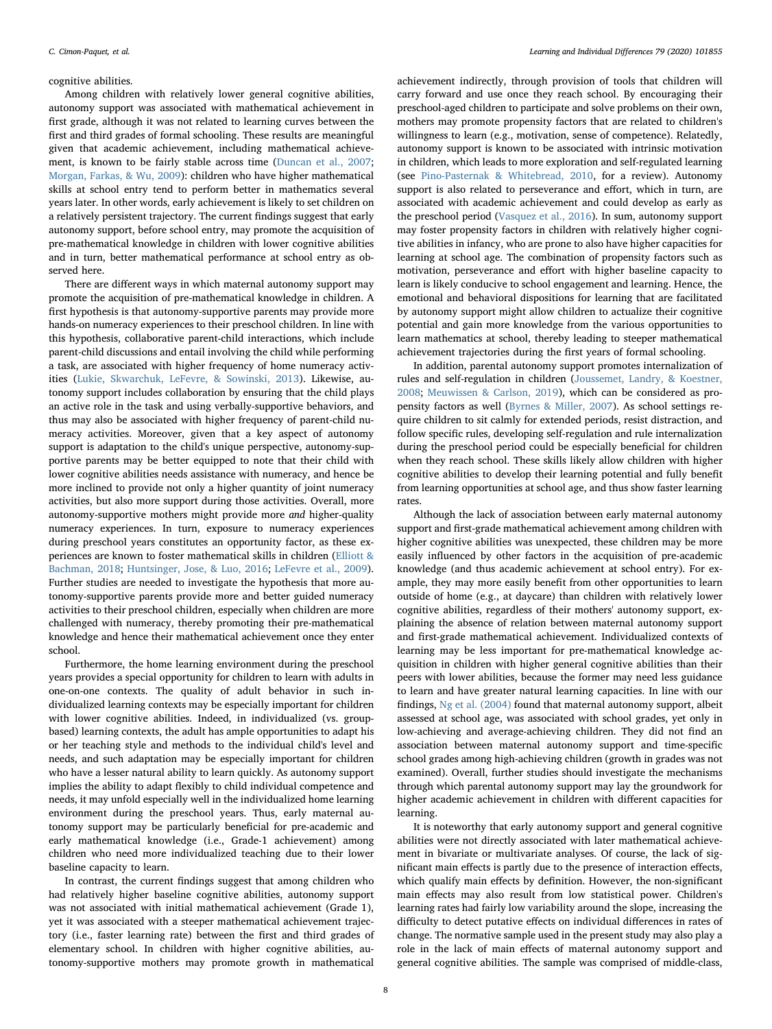cognitive abilities.

Among children with relatively lower general cognitive abilities, autonomy support was associated with mathematical achievement in first grade, although it was not related to learning curves between the first and third grades of formal schooling. These results are meaningful given that academic achievement, including mathematical achievement, is known to be fairly stable across time (Duncan et al., 2007; Morgan, Farkas, & Wu, 2009): children who have higher mathematical skills at school entry tend to perform better in mathematics several years later. In other words, early achievement is likely to set children on a relatively persistent trajectory. The current findings suggest that early autonomy support, before school entry, may promote the acquisition of pre-mathematical knowledge in children with lower cognitive abilities and in turn, better mathematical performance at school entry as observed here.

There are different ways in which maternal autonomy support may promote the acquisition of pre-mathematical knowledge in children. A first hypothesis is that autonomy-supportive parents may provide more hands-on numeracy experiences to their preschool children. In line with this hypothesis, collaborative parent-child interactions, which include parent-child discussions and entail involving the child while performing a task, are associated with higher frequency of home numeracy activities (Lukie, Skwarchuk, LeFevre, & Sowinski, 2013). Likewise, autonomy support includes collaboration by ensuring that the child plays an active role in the task and using verbally-supportive behaviors, and thus may also be associated with higher frequency of parent-child numeracy activities. Moreover, given that a key aspect of autonomy support is adaptation to the child's unique perspective, autonomy-supportive parents may be better equipped to note that their child with lower cognitive abilities needs assistance with numeracy, and hence be more inclined to provide not only a higher quantity of joint numeracy activities, but also more support during those activities. Overall, more autonomy-supportive mothers might provide more *and* higher-quality numeracy experiences. In turn, exposure to numeracy experiences during preschool years constitutes an opportunity factor, as these experiences are known to foster mathematical skills in children (Elliott & Bachman, 2018; Huntsinger, Jose, & Luo, 2016; LeFevre et al., 2009). Further studies are needed to investigate the hypothesis that more autonomy-supportive parents provide more and better guided numeracy activities to their preschool children, especially when children are more challenged with numeracy, thereby promoting their pre-mathematical knowledge and hence their mathematical achievement once they enter school.

Furthermore, the home learning environment during the preschool years provides a special opportunity for children to learn with adults in one-on-one contexts. The quality of adult behavior in such individualized learning contexts may be especially important for children with lower cognitive abilities. Indeed, in individualized (vs. group-based) learning contexts, the adult has ample opportunities to adapt his or her teaching style and methods to the individual child's level and needs, and such adaptation may be especially important for children who have a lesser natural ability to learn quickly. As autonomy support implies the ability to adapt flexibly to child individual competence and needs, it may unfold especially well in the individualized home learning environment during the preschool years. Thus, early maternal autonomy support may be particularly beneficial for pre-academic and early mathematical knowledge (i.e., Grade-1 achievement) among children who need more individualized teaching due to their lower baseline capacity to learn.

In contrast, the current findings suggest that among children who had relatively higher baseline cognitive abilities, autonomy support was not associated with initial mathematical achievement (Grade 1), yet it was associated with a steeper mathematical achievement trajectory (i.e., faster learning rate) between the first and third grades of elementary school. In children with higher cognitive abilities, autonomy-supportive mothers may promote growth in mathematical achievement indirectly, through provision of tools that children will carry forward and use once they reach school. By encouraging their preschool-aged children to participate and solve problems on their own, mothers may promote propensity factors that are related to children's willingness to learn (e.g., motivation, sense of competence). Relatedly, autonomy support is known to be associated with intrinsic motivation in children, which leads to more exploration and self-regulated learning (see Pino-Pasternak & Whitebread, 2010, for a review). Autonomy support is also related to perseverance and effort, which in turn, are associated with academic achievement and could develop as early as the preschool period (Vasquez et al., 2016). In sum, autonomy support may foster propensity factors in children with relatively higher cognitive abilities in infancy, who are prone to also have higher capacities for learning at school age. The combination of propensity factors such as motivation, perseverance and effort with higher baseline capacity to learn is likely conducive to school engagement and learning. Hence, the emotional and behavioral dispositions for learning that are facilitated by autonomy support might allow children to actualize their cognitive potential and gain more knowledge from the various opportunities to learn mathematics at school, thereby leading to steeper mathematical achievement trajectories during the first years of formal schooling.

In addition, parental autonomy support promotes internalization of rules and self-regulation in children (Joussemet, Landry, & Koestner, 2008; Meuwissen & Carlson, 2019), which can be considered as propensity factors as well (Byrnes & Miller, 2007). As school settings require children to sit calmly for extended periods, resist distraction, and follow specific rules, developing self-regulation and rule internalization during the preschool period could be especially beneficial for children when they reach school. These skills likely allow children with higher cognitive abilities to develop their learning potential and fully benefit from learning opportunities at school age, and thus show faster learning rates.

Although the lack of association between early maternal autonomy support and first-grade mathematical achievement among children with higher cognitive abilities was unexpected, these children may be more easily influenced by other factors in the acquisition of pre-academic knowledge (and thus academic achievement at school entry). For example, they may more easily benefit from other opportunities to learn outside of home (e.g., at daycare) than children with relatively lower cognitive abilities, regardless of their mothers' autonomy support, explaining the absence of relation between maternal autonomy support and first-grade mathematical achievement. Individualized contexts of learning may be less important for pre-mathematical knowledge acquisition in children with higher general cognitive abilities than their peers with lower abilities, because the former may need less guidance to learn and have greater natural learning capacities. In line with our findings, Ng et al. (2004) found that maternal autonomy support, albeit assessed at school age, was associated with school grades, yet only in low-achieving and average-achieving children. They did not find an association between maternal autonomy support and time-specific school grades among high-achieving children (growth in grades was not examined). Overall, further studies should investigate the mechanisms through which parental autonomy support may lay the groundwork for higher academic achievement in children with different capacities for learning.

It is noteworthy that early autonomy support and general cognitive abilities were not directly associated with later mathematical achievement in bivariate or multivariate analyses. Of course, the lack of significant main effects is partly due to the presence of interaction effects, which qualify main effects by definition. However, the non-significant main effects may also result from low statistical power. Children's learning rates had fairly low variability around the slope, increasing the difficulty to detect putative effects on individual differences in rates of change. The normative sample used in the present study may also play a role in the lack of main effects of maternal autonomy support and general cognitive abilities. The sample was comprised of middle-class,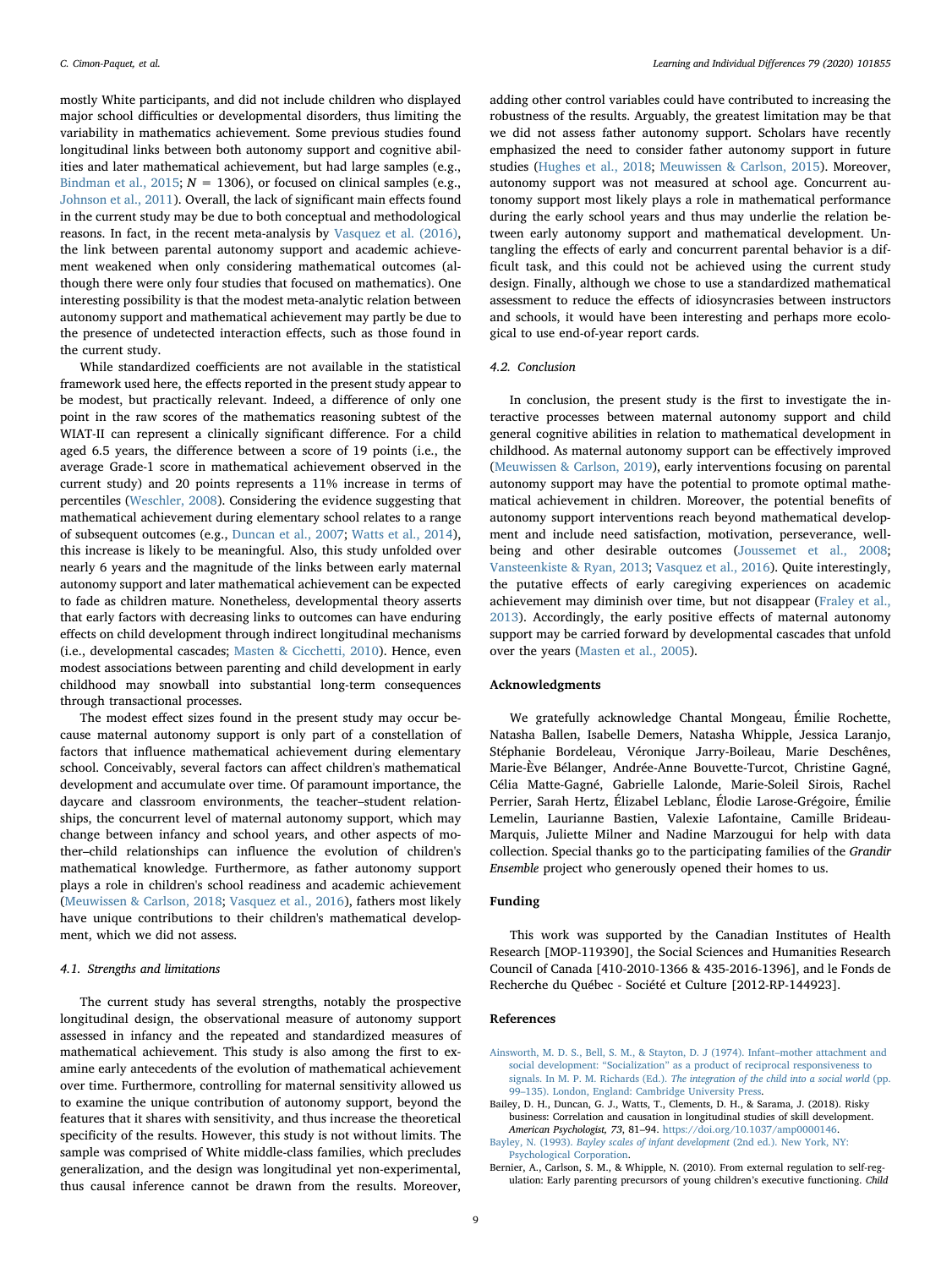mostly White participants, and did not include children who displayed major school difficulties or developmental disorders, thus limiting the variability in mathematics achievement. Some previous studies found longitudinal links between both autonomy support and cognitive abilities and later mathematical achievement, but had large samples (e.g., Bindman et al., 2015; $N = 1306$), or focused on clinical samples (e.g., Johnson et al., 2011). Overall, the lack of significant main effects found in the current study may be due to both conceptual and methodological reasons. In fact, in the recent meta-analysis by Vasquez et al. (2016), the link between parental autonomy support and academic achievement weakened when only considering mathematical outcomes (although there were only four studies that focused on mathematics). One interesting possibility is that the modest meta-analytic relation between autonomy support and mathematical achievement may partly be due to the presence of undetected interaction effects, such as those found in the current study.

While standardized coefficients are not available in the statistical framework used here, the effects reported in the present study appear to be modest, but practically relevant. Indeed, a difference of only one point in the raw scores of the mathematics reasoning subtest of the WIAT-II can represent a clinically significant difference. For a child aged 6.5 years, the difference between a score of 19 points (i.e., the average Grade-1 score in mathematical achievement observed in the current study) and 20 points represents a 11% increase in terms of percentiles (Weschler, 2008). Considering the evidence suggesting that mathematical achievement during elementary school relates to a range of subsequent outcomes (e.g., Duncan et al., 2007; Watts et al., 2014), this increase is likely to be meaningful. Also, this study unfolded over nearly 6 years and the magnitude of the links between early maternal autonomy support and later mathematical achievement can be expected to fade as children mature. Nonetheless, developmental theory asserts that early factors with decreasing links to outcomes can have enduring effects on child development through indirect longitudinal mechanisms (i.e., developmental cascades; Masten & Cicchetti, 2010). Hence, even modest associations between parenting and child development in early childhood may snowball into substantial long-term consequences through transactional processes.

The modest effect sizes found in the present study may occur because maternal autonomy support is only part of a constellation of factors that influence mathematical achievement during elementary school. Conceivably, several factors can affect children's mathematical development and accumulate over time. Of paramount importance, the daycare and classroom environments, the teacher–student relationships, the concurrent level of maternal autonomy support, which may change between infancy and school years, and other aspects of mother–child relationships can influence the evolution of children's mathematical knowledge. Furthermore, as father autonomy support plays a role in children's school readiness and academic achievement (Meuwissen & Carlson, 2018; Vasquez et al., 2016), fathers most likely have unique contributions to their children's mathematical development, which we did not assess.

### 4.1. Strengths and limitations

The current study has several strengths, notably the prospective longitudinal design, the observational measure of autonomy support assessed in infancy and the repeated and standardized measures of mathematical achievement. This study is also among the first to examine early antecedents of the evolution of mathematical achievement over time. Furthermore, controlling for maternal sensitivity allowed us to examine the unique contribution of autonomy support, beyond the features that it shares with sensitivity, and thus increase the theoretical specificity of the results. However, this study is not without limits. The sample was comprised of White middle-class families, which precludes generalization, and the design was longitudinal yet non-experimental, thus causal inference cannot be drawn from the results. Moreover, adding other control variables could have contributed to increasing the robustness of the results. Arguably, the greatest limitation may be that we did not assess father autonomy support. Scholars have recently emphasized the need to consider father autonomy support in future studies (Hughes et al., 2018; Meuwissen & Carlson, 2015). Moreover, autonomy support was not measured at school age. Concurrent autonomy support most likely plays a role in mathematical performance during the early school years and thus may underlie the relation between early autonomy support and mathematical development. Untangling the effects of early and concurrent parental behavior is a difficult task, and this could not be achieved using the current study design. Finally, although we chose to use a standardized mathematical assessment to reduce the effects of idiosyncrasies between instructors and schools, it would have been interesting and perhaps more ecological to use end-of-year report cards.

### 4.2. Conclusion

In conclusion, the present study is the first to investigate the interactive processes between maternal autonomy support and child general cognitive abilities in relation to mathematical development in childhood. As maternal autonomy support can be effectively improved (Meuwissen & Carlson, 2019), early interventions focusing on parental autonomy support may have the potential to promote optimal mathematical achievement in children. Moreover, the potential benefits of autonomy support interventions reach beyond mathematical development and include need satisfaction, motivation, perseverance, well-being and other desirable outcomes (Joussemet et al., 2008; Vansteenkiste & Ryan, 2013; Vasquez et al., 2016). Quite interestingly, the putative effects of early caregiving experiences on academic achievement may diminish over time, but not disappear (Fraley et al., 2013). Accordingly, the early positive effects of maternal autonomy support may be carried forward by developmental cascades that unfold over the years (Masten et al., 2005).

## Acknowledgments

We gratefully acknowledge Chantal Mongeau, Émilie Rochette, Natasha Ballen, Isabelle Demers, Natasha Whipple, Jessica Laranjo, Stéphanie Bordeleau, Véronique Jarry-Boileau, Marie Deschênes, Marie-Ève Bélanger, Andrée-Anne Bouvette-Turcot, Christine Gagné, Célia Matte-Gagné, Gabrielle Lalonde, Marie-Soleil Sirois, Rachel Perrier, Sarah Hertz, Élizabel Leblanc, Élodie Larose-Grégoire, Émilie Lemelin, Laurianne Bastien, Valexie Lafontaine, Camille Brideau-Marquis, Juliette Milner and Nadine Marzougui for help with data collection. Special thanks go to the participating families of the *Grandir Ensemble* project who generously opened their homes to us.

## Funding

This work was supported by the Canadian Institutes of Health Research [MOP-119390], the Social Sciences and Humanities Research Council of Canada [410-2010-1366 & 435-2016-1396], and le Fonds de Recherche du Québec - Société et Culture [2012-RP-144923].

## References

Ainsworth, M. D. S., Bell, S. M., & Stayton, D. J (1974). Infant–mother attachment and social development: "Socialization" as a product of reciprocal responsiveness to signals. In M. P. M. Richards (Ed.). *The integration of the child into a social world* (pp. 99–135). London, England: Cambridge University Press.

Bailey, D. H., Duncan, G. J., Watts, T., Clements, D. H., & Sarama, J. (2018). Risky business: Correlation and causation in longitudinal studies of skill development. *American Psychologist, 73*, 81–94. https://doi.org/10.1037/amp0000146.

Bayley, N. (1993). *Bayley scales of infant development* (2nd ed.). New York, NY: Psychological Corporation.

Bernier, A., Carlson, S. M., & Whipple, N. (2010). From external regulation to self-regulation: Early parenting precursors of young children's executive functioning. *Child*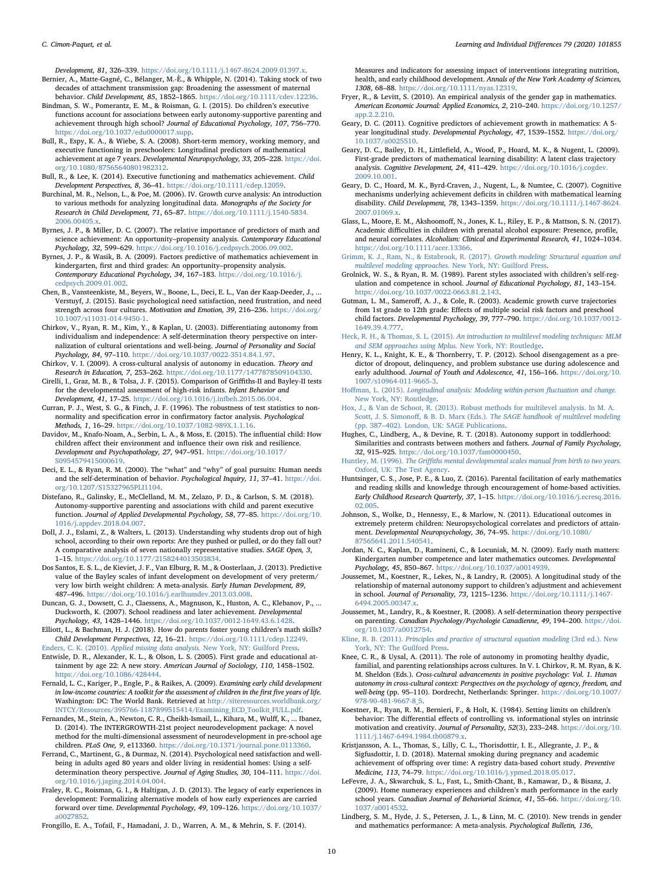*Development, 81*, 326–339. https://doi.org/10.1111/j.1467-8624.2009.01397.x.

Bernier, A., Matte-Gagné, C., Bélanger, M.-È., & Whipple, N. (2014). Taking stock of two decades of attachment transmission gap: Broadening the assessment of maternal behavior. *Child Development, 85*, 1852–1865. https://doi.org/10.1111/cdev.12236.

Bindman, S. W., Pomerantz, E. M., & Roisman, G. I. (2015). Do children's executive functions account for associations between early autonomy-supportive parenting and achievement through high school? *Journal of Educational Psychology, 107*, 756–770. https://doi.org/10.1037/edu0000017.supp.

Bull, R., Espy, K. A., & Wiebe, S. A. (2008). Short-term memory, working memory, and executive functioning in preschoolers: Longitudinal predictors of mathematical achievement at age 7 years. *Developmental Neuropsychology, 33*, 205–228. https://doi.org/10.1080/87565640801982312.

Bull, R., & Lee, K. (2014). Executive functioning and mathematics achievement. *Child Development Perspectives, 8*, 36–41. https://doi.org/10.1111/cdep.12059.

Burchinal, M. R., Nelson, L., & Poe, M. (2006). IV. Growth curve analysis: An introduction to various methods for analyzing longitudinal data. *Monographs of the Society for Research in Child Development, 71*, 65–87. https://doi.org/10.1111/j.1540-5834.2006.00405.x.

Byrnes, J. P., & Miller, D. C. (2007). The relative importance of predictors of math and science achievement: An opportunity–propensity analysis. *Contemporary Educational Psychology, 32*, 599–629. https://doi.org/10.1016/j.cedpsych.2006.09.002.

Byrnes, J. P., & Wasik, B. A. (2009). Factors predictive of mathematics achievement in kindergarten, first and third grades: An opportunity–propensity analysis. *Contemporary Educational Psychology, 34*, 167–183. https://doi.org/10.1016/j.cedpsych.2009.01.002.

Chen, B., Vansteenkiste, M., Beyers, W., Boone, L., Deci, E. L., Van der Kaap-Deeder, J., ... Verstuyf, J. (2015). Basic psychological need satisfaction, need frustration, and need strength across four cultures. *Motivation and Emotion, 39*, 216–236. https://doi.org/10.1007/s11031-014-9450-1.

Chirkov, V., Ryan, R. M., Kim, Y., & Kaplan, U. (2003). Differentiating autonomy from individualism and independence: A self-determination theory perspective on internalization of cultural orientations and well-being. *Journal of Personality and Social Psychology, 84*, 97–110. https://doi.org/10.1037/0022-3514.84.1.97.

Chirkov, V. I. (2009). A cross-cultural analysis of autonomy in education. *Theory and Research in Education, 7*, 253–262. https://doi.org/10.1177/1477878509104330.

Cirelli, I., Graz, M. B., & Tolsa, J. F. (2015). Comparison of Griffiths-II and Bayley-II tests for the developmental assessment of high-risk infants. *Infant Behavior and Development, 41*, 17–25. https://doi.org/10.1016/j.infbeh.2015.06.004.

Curran, P. J., West, S. G., & Finch, J. F. (1996). The robustness of test statistics to nonnormality and specification error in confirmatory factor analysis. *Psychological Methods, 1*, 16–29. https://doi.org/10.1037/1082-989X.1.1.16.

Davidov, M., Knafo-Noam, A., Serbin, L. A., & Moss, E. (2015). The influential child: How children affect their environment and influence their own risk and resilience. *Development and Psychopathology, 27*, 947–951. https://doi.org/10.1017/S0954579415000619.

Deci, E. L., & Ryan, R. M. (2000). The "what" and "why" of goal pursuits: Human needs and the self-determination of behavior. *Psychological Inquiry, 11*, 37–41. https://doi.org/10.1207/S15327965PLI1104.

Distefano, R., Galinsky, E., McClelland, M. M., Zelazo, P. D., & Carlson, S. M. (2018). Autonomy-supportive parenting and associations with child and parent executive function. *Journal of Applied Developmental Psychology, 58*, 77–85. https://doi.org/10.1016/j.appdev.2018.04.007.

Doll, J. J., Eslami, Z., & Walters, L. (2013). Understanding why students drop out of high school, according to their own reports: Are they pushed or pulled, or do they fall out? A comparative analysis of seven nationally representative studies. *SAGE Open, 3*, 1–15. https://doi.org/10.1177/2158244013503834.

Dos Santos, E. S. L., de Kieviet, J. F., Van Elburg, R. M., & Oosterlaan, J. (2013). Predictive value of the Bayley scales of infant development on development of very preterm/very low birth weight children: A meta-analysis. *Early Human Development, 89*, 487–496. https://doi.org/10.1016/j.earlhumdev.2013.03.008.

Duncan, G. J., Dowsett, C. J., Claessens, A., Magnuson, K., Huston, A. C., Klebanov, P., ... Duckworth, K. (2007). School readiness and later achievement. *Developmental Psychology, 43*, 1428–1446. https://doi.org/10.1037/0012-1649.43.6.1428.

Elliott, L., & Bachman, H. J. (2018). How do parents foster young children's math skills? *Child Development Perspectives, 12*, 16–21. https://doi.org/10.1111/cdep.12249.

Enders, C. K. (2010). *Applied missing data analysis.* New York, NY: Guilford Press.

Entwisle, D. R., Alexander, K. L., & Olson, L. S. (2005). First grade and educational attainment by age 22: A new story. *American Journal of Sociology, 110*, 1458–1502. https://doi.org/10.1086/428444.

Fernald, L. C., Kariger, P., Engle, P., & Raikes, A. (2009). *Examining early child development in low-income countries: A toolkit for the assessment of children in the first five years of life.* Washington: DC: The World Bank. Retrieved at http://siteresources.worldbank.org/INTCY/Resources/395766-1187899515414/Examining_ECD_Toolkit_FULL.pdf.

Fernandes, M., Stein, A., Newton, C. R., Cheikh-Ismail, L., Kihara, M., Wulff, K., ... Ibanez, D. (2014). The INTERGROWTH-21st project neurodevelopment package: A novel method for the multi-dimensional assessment of neurodevelopment in pre-school age children. *PLoS One, 9*, e113360. https://doi.org/10.1371/journal.pone.0113360.

Ferrand, C., Martinent, G., & Durmaz, N. (2014). Psychological need satisfaction and well-being in adults aged 80 years and older living in residential homes: Using a self-determination theory perspective. *Journal of Aging Studies, 30*, 104–111. https://doi.org/10.1016/j.jaging.2014.04.004.

Fraley, R. C., Roisman, G. I., & Haltigan, J. D. (2013). The legacy of early experiences in development: Formalizing alternative models of how early experiences are carried forward over time. *Developmental Psychology, 49*, 109–126. https://doi.org/10.1037/a0027852.

Frongillo, E. A., Tofail, F., Hamadani, J. D., Warren, A. M., & Mehrin, S. F. (2014). Measures and indicators for assessing impact of interventions integrating nutrition, health, and early childhood development. *Annals of the New York Academy of Sciences, 1308*, 68–88. https://doi.org/10.1111/nyas.12319.

Fryer, R., & Levitt, S. (2010). An empirical analysis of the gender gap in mathematics. *American Economic Journal: Applied Economics, 2*, 210–240. https://doi.org/10.1257/app.2.2.210.

Geary, D. C. (2011). Cognitive predictors of achievement growth in mathematics: A 5-year longitudinal study. *Developmental Psychology, 47*, 1539–1552. https://doi.org/10.1037/a0025510.

Geary, D. C., Bailey, D. H., Littlefield, A., Wood, P., Hoard, M. K., & Nugent, L. (2009). First-grade predictors of mathematical learning disability: A latent class trajectory analysis. *Cognitive Development, 24*, 411–429. https://doi.org/10.1016/j.cogdev.2009.10.001.

Geary, D. C., Hoard, M. K., Byrd-Craven, J., Nugent, L., & Numtee, C. (2007). Cognitive mechanisms underlying achievement deficits in children with mathematical learning disability. *Child Development, 78*, 1343–1359. https://doi.org/10.1111/j.1467-8624.2007.01069.x.

Glass, L., Moore, E. M., Akshoomoff, N., Jones, K. L., Riley, E. P., & Mattson, S. N. (2017). Academic difficulties in children with prenatal alcohol exposure: Presence, profile, and neural correlates. *Alcoholism: Clinical and Experimental Research, 41*, 1024–1034. https://doi.org/10.1111/acer.13366.

Grimm, K. J., Ram, N., & Estabrook, R. (2017). *Growth modeling: Structural equation and multilevel modeling approaches.* New York, NY: Guilford Press.

Grolnick, W. S., & Ryan, R. M. (1989). Parent styles associated with children's self-regulation and competence in school. *Journal of Educational Psychology, 81*, 143–154. https://doi.org/10.1037/0022-0663.81.2.143.

Gutman, L. M., Sameroff, A. J., & Cole, R. (2003). Academic growth curve trajectories from 1st grade to 12th grade: Effects of multiple social risk factors and preschool child factors. *Developmental Psychology, 39*, 777–790. https://doi.org/10.1037/0012-1649.39.4.777.

Heck, R. H., & Thomas, S. L. (2015). *An introduction to multilevel modeling techniques: MLM and SEM approaches using Mplus.* New York, NY: Routledge.

Henry, K. L., Knight, K. E., & Thornberry, T. P. (2012). School disengagement as a predictor of dropout, delinquency, and problem substance use during adolescence and early adulthood. *Journal of Youth and Adolescence, 41*, 156–166. https://doi.org/10.1007/s10964-011-9665-3.

Hoffman, L. (2015). *Longitudinal analysis: Modeling within-person fluctuation and change.* New York, NY: Routledge.

Hox, J., & Van de Schoot, R. (2013). Robust methods for multilevel analysis. In M. A. Scott, J. S. Simonoff, & B. D. Marx (Eds.). *The SAGE handbook of multilevel modeling* (pp. 387–402). London, UK: SAGE Publications.

Hughes, C., Lindberg, A., & Devine, R. T. (2018). Autonomy support in toddlerhood: Similarities and contrasts between mothers and fathers. *Journal of Family Psychology, 32*, 915–925. https://doi.org/10.1037/fam0000450.

Huntley, M. (1996). *The Griffiths mental developmental scales manual from birth to two years.* Oxford, UK: The Test Agency.

Huntsinger, C. S., Jose, P. E., & Luo, Z. (2016). Parental facilitation of early mathematics and reading skills and knowledge through encouragement of home-based activities. *Early Childhood Research Quarterly, 37*, 1–15. https://doi.org/10.1016/j.ecresq.2016.02.005.

Johnson, S., Wolke, D., Hennessy, E., & Marlow, N. (2011). Educational outcomes in extremely preterm children: Neuropsychological correlates and predictors of attainment. *Developmental Neuropsychology, 36*, 74–95. https://doi.org/10.1080/87565641.2011.540541.

Jordan, N. C., Kaplan, D., Ramineni, C., & Locuniak, M. N. (2009). Early math matters: Kindergarten number competence and later mathematics outcomes. *Developmental Psychology, 45*, 850–867. https://doi.org/10.1037/a0014939.

Joussemet, M., Koestner, R., Lekes, N., & Landry, R. (2005). A longitudinal study of the relationship of maternal autonomy support to children's adjustment and achievement in school. *Journal of Personality, 73*, 1215–1236. https://doi.org/10.1111/j.1467-6494.2005.00347.x.

Joussemet, M., Landry, R., & Koestner, R. (2008). A self-determination theory perspective on parenting. *Canadian Psychology/Psychologie Canadienne, 49*, 194–200. https://doi.org/10.1037/a0012754.

Kline, R. B. (2011). *Principles and practice of structural equation modeling* (3rd ed.). New York, NY: The Guilford Press.

Knee, C. R., & Uysal, A. (2011). The role of autonomy in promoting healthy dyadic, familial, and parenting relationships across cultures. In V. I. Chirkov, R. M. Ryan, & K. M. Sheldon (Eds.). *Cross-cultural advancements in positive psychology: Vol. 1. Human autonomy in cross-cultural context: Perspectives on the psychology of agency, freedom, and well-being* (pp. 95–110). Dordrecht, Netherlands: Springer. https://doi.org/10.1007/978-90-481-9667-8_5.

Koestner, R., Ryan, R. M., Bernieri, F., & Holt, K. (1984). Setting limits on children's behavior: The differential effects of controlling vs. informational styles on intrinsic motivation and creativity. *Journal of Personality, 52*(3), 233–248. https://doi.org/10.1111/j.1467-6494.1984.tb00879.x.

Kristjansson, A. L., Thomas, S., Lilly, C. L., Thorisdottir, I. E., Allegrante, J. P., & Sigfusdottir, I. D. (2018). Maternal smoking during pregnancy and academic achievement of offspring over time: A registry data-based cohort study. *Preventive Medicine, 113*, 74–79. https://doi.org/10.1016/j.ypmed.2018.05.017.

LeFevre, J. A., Skwarchuk, S. L., Fast, L., Smith-Chant, B., Kamawar, D., & Bisanz, J. (2009). Home numeracy experiences and children's math performance in the early school years. *Canadian Journal of Behaviorial Science, 41*, 55–66. https://doi.org/10.1037/a0014532.

Lindberg, S. M., Hyde, J. S., Petersen, J. L., & Linn, M. C. (2010). New trends in gender and mathematics performance: A meta-analysis. *Psychological Bulletin, 136*,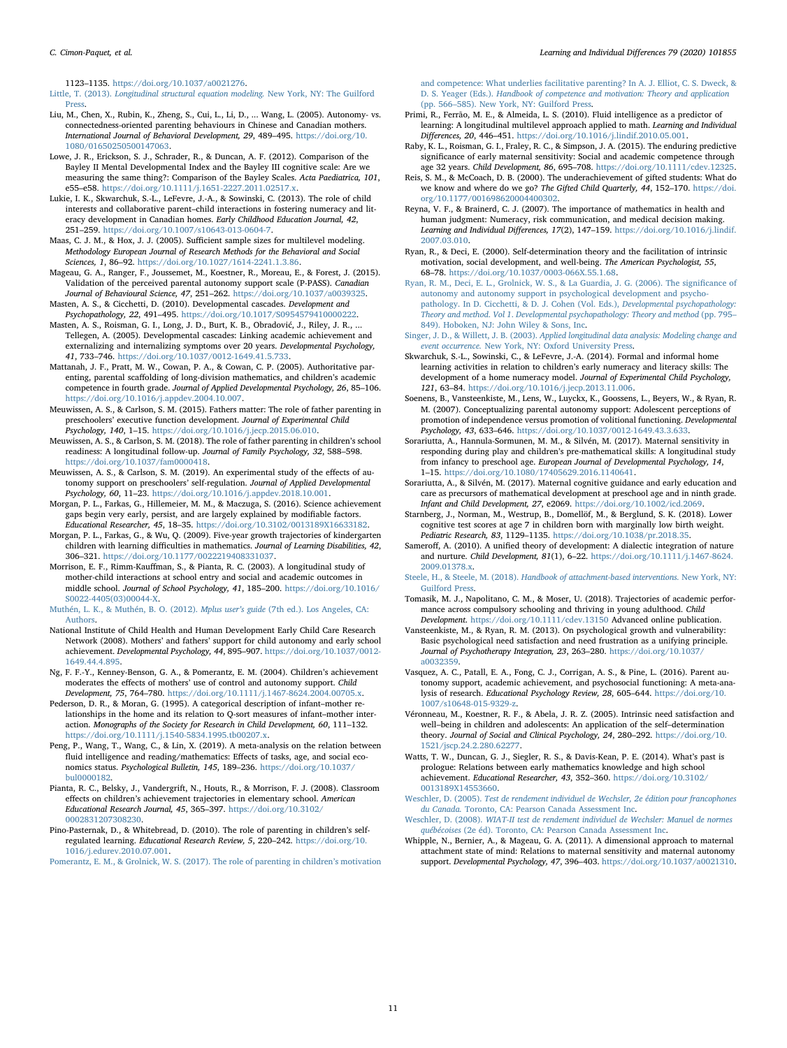1123–1135. https://doi.org/10.1037/a0021276.

Little, T. (2013). *Longitudinal structural equation modeling*. New York, NY: The Guilford Press.

Liu, M., Chen, X., Rubin, K., Zheng, S., Cui, L., Li, D., ... Wang, L. (2005). Autonomy- vs. connectedness-oriented parenting behaviours in Chinese and Canadian mothers. *International Journal of Behavioral Development, 29*, 489–495. https://doi.org/10.1080/01650250500147063.

Lowe, J. R., Erickson, S. J., Schrader, R., & Duncan, A. F. (2012). Comparison of the Bayley II Mental Developmental Index and the Bayley III cognitive scale: Are we measuring the same thing?: Comparison of the Bayley Scales. *Acta Paediatrica, 101*, e55–e58. https://doi.org/10.1111/j.1651-2227.2011.02517.x.

Lukie, I. K., Skwarchuk, S.-L., LeFevre, J.-A., & Sowinski, C. (2013). The role of child interests and collaborative parent–child interactions in fostering numeracy and literacy development in Canadian homes. *Early Childhood Education Journal, 42*, 251–259. https://doi.org/10.1007/s10643-013-0604-7.

Maas, C. J. M., & Hox, J. J. (2005). Sufficient sample sizes for multilevel modeling. *Methodology European Journal of Research Methods for the Behavioral and Social Sciences, 1*, 86–92. https://doi.org/10.1027/1614-2241.1.3.86.

Mageau, G. A., Ranger, F., Joussemet, M., Koestner, R., Moreau, E., & Forest, J. (2015). Validation of the perceived parental autonomy support scale (P-PASS). *Canadian Journal of Behavioural Science, 47*, 251–262. https://doi.org/10.1037/a0039325.

Masten, A. S., & Cicchetti, D. (2010). Developmental cascades. *Development and Psychopathology, 22*, 491–495. https://doi.org/10.1017/S0954579410000222.

Masten, A. S., Roisman, G. I., Long, J. D., Burt, K. B., Obradović, J., Riley, J. R., ... Tellegen, A. (2005). Developmental cascades: Linking academic achievement and externalizing and internalizing symptoms over 20 years. *Developmental Psychology, 41*, 733–746. https://doi.org/10.1037/0012-1649.41.5.733.

Mattanah, J. F., Pratt, M. W., Cowan, P. A., & Cowan, C. P. (2005). Authoritative parenting, parental scaffolding of long-division mathematics, and children's academic competence in fourth grade. *Journal of Applied Developmental Psychology, 26*, 85–106. https://doi.org/10.1016/j.appdev.2004.10.007.

Meuwissen, A. S., & Carlson, S. M. (2015). Fathers matter: The role of father parenting in preschoolers' executive function development. *Journal of Experimental Child Psychology, 140*, 1–15. https://doi.org/10.1016/j.jecp.2015.06.010.

Meuwissen, A. S., & Carlson, S. M. (2018). The role of father parenting in children's school readiness: A longitudinal follow-up. *Journal of Family Psychology, 32*, 588–598. https://doi.org/10.1037/fam0000418.

Meuwissen, A. S., & Carlson, S. M. (2019). An experimental study of the effects of autonomy support on preschoolers' self-regulation. *Journal of Applied Developmental Psychology, 60*, 11–23. https://doi.org/10.1016/j.appdev.2018.10.001.

Morgan, P. L., Farkas, G., Hillemeier, M. M., & Maczuga, S. (2016). Science achievement gaps begin very early, persist, and are largely explained by modifiable factors. *Educational Researcher, 45*, 18–35. https://doi.org/10.3102/0013189X16633182.

Morgan, P. L., Farkas, G., & Wu, Q. (2009). Five-year growth trajectories of kindergarten children with learning difficulties in mathematics. *Journal of Learning Disabilities, 42*, 306–321. https://doi.org/10.1177/0022219408331037.

Morrison, E. F., Rimm-Kauffman, S., & Pianta, R. C. (2003). A longitudinal study of mother-child interactions at school entry and social and academic outcomes in middle school. *Journal of School Psychology, 41*, 185–200. https://doi.org/10.1016/S0022-4405(03)00044-X.

Muthén, L. K., & Muthén, B. O. (2012). *Mplus user's guide* (7th ed.). Los Angeles, CA: Authors.

National Institute of Child Health and Human Development Early Child Care Research Network (2008). Mothers' and fathers' support for child autonomy and early school achievement. *Developmental Psychology, 44*, 895–907. https://doi.org/10.1037/0012-1649.44.4.895.

Ng, F. F.-Y., Kenney-Benson, G. A., & Pomerantz, E. M. (2004). Children's achievement moderates the effects of mothers' use of control and autonomy support. *Child Development, 75*, 764–780. https://doi.org/10.1111/j.1467-8624.2004.00705.x.

Pederson, D. R., & Moran, G. (1995). A categorical description of infant–mother relationships in the home and its relation to Q-sort measures of infant–mother interaction. *Monographs of the Society for Research in Child Development, 60*, 111–132. https://doi.org/10.1111/j.1540-5834.1995.tb00207.x.

Peng, P., Wang, T., Wang, C., & Lin, X. (2019). A meta-analysis on the relation between fluid intelligence and reading/mathematics: Effects of tasks, age, and social economics status. *Psychological Bulletin, 145*, 189–236. https://doi.org/10.1037/bul0000182.

Pianta, R. C., Belsky, J., Vandergrift, N., Houts, R., & Morrison, F. J. (2008). Classroom effects on children's achievement trajectories in elementary school. *American Educational Research Journal, 45*, 365–397. https://doi.org/10.3102/0002831207308230.

Pino-Pasternak, D., & Whitebread, D. (2010). The role of parenting in children's self-regulated learning. *Educational Research Review, 5*, 220–242. https://doi.org/10.1016/j.edurev.2010.07.001.

Pomerantz, E. M., & Grolnick, W. S. (2017). The role of parenting in children's motivation and competence: What underlies facilitative parenting? In A. J. Elliot, C. S. Dweck, & D. S. Yeager (Eds.). *Handbook of competence and motivation: Theory and application* (pp. 566–585). New York, NY: Guilford Press.

Primi, R., Ferrão, M. E., & Almeida, L. S. (2010). Fluid intelligence as a predictor of learning: A longitudinal multilevel approach applied to math. *Learning and Individual Differences, 20*, 446–451. https://doi.org/10.1016/j.lindif.2010.05.001.

Raby, K. L., Roisman, G. I., Fraley, R. C., & Simpson, J. A. (2015). The enduring predictive significance of early maternal sensitivity: Social and academic competence through age 32 years. *Child Development, 86*, 695–708. https://doi.org/10.1111/cdev.12325.

Reis, S. M., & McCoach, D. B. (2000). The underachievement of gifted students: What do we know and where do we go? *The Gifted Child Quarterly, 44*, 152–170. https://doi.org/10.1177/001698620004400302.

Reyna, V. F., & Brainerd, C. J. (2007). The importance of mathematics in health and human judgment: Numeracy, risk communication, and medical decision making. *Learning and Individual Differences, 17*(2), 147–159. https://doi.org/10.1016/j.lindif.2007.03.010.

Ryan, R., & Deci, E. (2000). Self-determination theory and the facilitation of intrinsic motivation, social development, and well-being. *The American Psychologist, 55*, 68–78. https://doi.org/10.1037/0003-066X.55.1.68.

Ryan, R. M., Deci, E. L., Grolnick, W. S., & La Guardia, J. G. (2006). The significance of autonomy and autonomy support in psychological development and psychopathology. In D. Cicchetti, & D. J. Cohen (Vol. Eds.), *Developmental psychopathology: Theory and method. Vol 1. Developmental psychopathology: Theory and method* (pp. 795–849). Hoboken, NJ: John Wiley & Sons, Inc.

Singer, J. D., & Willett, J. B. (2003). *Applied longitudinal data analysis: Modeling change and event occurrence*. New York, NY: Oxford University Press.

Skwarchuk, S.-L., Sowinski, C., & LeFevre, J.-A. (2014). Formal and informal home learning activities in relation to children's early numeracy and literacy skills: The development of a home numeracy model. *Journal of Experimental Child Psychology, 121*, 63–84. https://doi.org/10.1016/j.jecp.2013.11.006.

Soenens, B., Vansteenkiste, M., Lens, W., Luyckx, K., Goossens, L., Beyers, W., & Ryan, R. M. (2007). Conceptualizing parental autonomy support: Adolescent perceptions of promotion of independence versus promotion of volitional functioning. *Developmental Psychology, 43*, 633–646. https://doi.org/10.1037/0012-1649.43.3.633.

Sorariutta, A., Hannula-Sormunen, M. M., & Silvén, M. (2017). Maternal sensitivity in responding during play and children's pre-mathematical skills: A longitudinal study from infancy to preschool age. *European Journal of Developmental Psychology, 14*, 1–15. https://doi.org/10.1080/17405629.2016.1140641.

Sorariutta, A., & Silvén, M. (2017). Maternal cognitive guidance and early education and care as precursors of mathematical development at preschool age and in ninth grade. *Infant and Child Development, 27*, e2069. https://doi.org/10.1002/icd.2069.

Starnberg, J., Norman, M., Westrup, B., Domellöf, M., & Berglund, S. K. (2018). Lower cognitive test scores at age 7 in children born with marginally low birth weight. *Pediatric Research, 83*, 1129–1135. https://doi.org/10.1038/pr.2018.35.

Sameroff, A. (2010). A unified theory of development: A dialectic integration of nature and nurture. *Child Development, 81*(1), 6–22. https://doi.org/10.1111/j.1467-8624.2009.01378.x.

Steele, H., & Steele, M. (2018). *Handbook of attachment-based interventions*. New York, NY: Guilford Press.

Tomasik, M. J., Napolitano, C. M., & Moser, U. (2018). Trajectories of academic performance across compulsory schooling and thriving in young adulthood. *Child Development*. https://doi.org/10.1111/cdev.13150 Advanced online publication.

Vansteenkiste, M., & Ryan, R. M. (2013). On psychological growth and vulnerability: Basic psychological need satisfaction and need frustration as a unifying principle. *Journal of Psychotherapy Integration, 23*, 263–280. https://doi.org/10.1037/a0032359.

Vasquez, A. C., Patall, E. A., Fong, C. J., Corrigan, A. S., & Pine, L. (2016). Parent autonomy support, academic achievement, and psychosocial functioning: A meta-analysis of research. *Educational Psychology Review, 28*, 605–644. https://doi.org/10.1007/s10648-015-9329-z.

Véronneau, M., Koestner, R. F., & Abela, J. R. Z. (2005). Intrinsic need satisfaction and well–being in children and adolescents: An application of the self–determination theory. *Journal of Social and Clinical Psychology, 24*, 280–292. https://doi.org/10.1521/jscp.24.2.280.62277.

Watts, T. W., Duncan, G. J., Siegler, R. S., & Davis-Kean, P. E. (2014). What's past is prologue: Relations between early mathematics knowledge and high school achievement. *Educational Researcher, 43*, 352–360. https://doi.org/10.3102/0013189X14553660.

Weschler, D. (2005). *Test de rendement individuel de Wechsler, 2e édition pour francophones du Canada*. Toronto, CA: Pearson Canada Assessment Inc.

Weschler, D. (2008). *WIAT-II test de rendement individuel de Wechsler: Manuel de normes québécoises* (2e éd). Toronto, CA: Pearson Canada Assessment Inc.

Whipple, N., Bernier, A., & Mageau, G. A. (2011). A dimensional approach to maternal attachment state of mind: Relations to maternal sensitivity and maternal autonomy support. *Developmental Psychology, 47*, 396–403. https://doi.org/10.1037/a0021310.